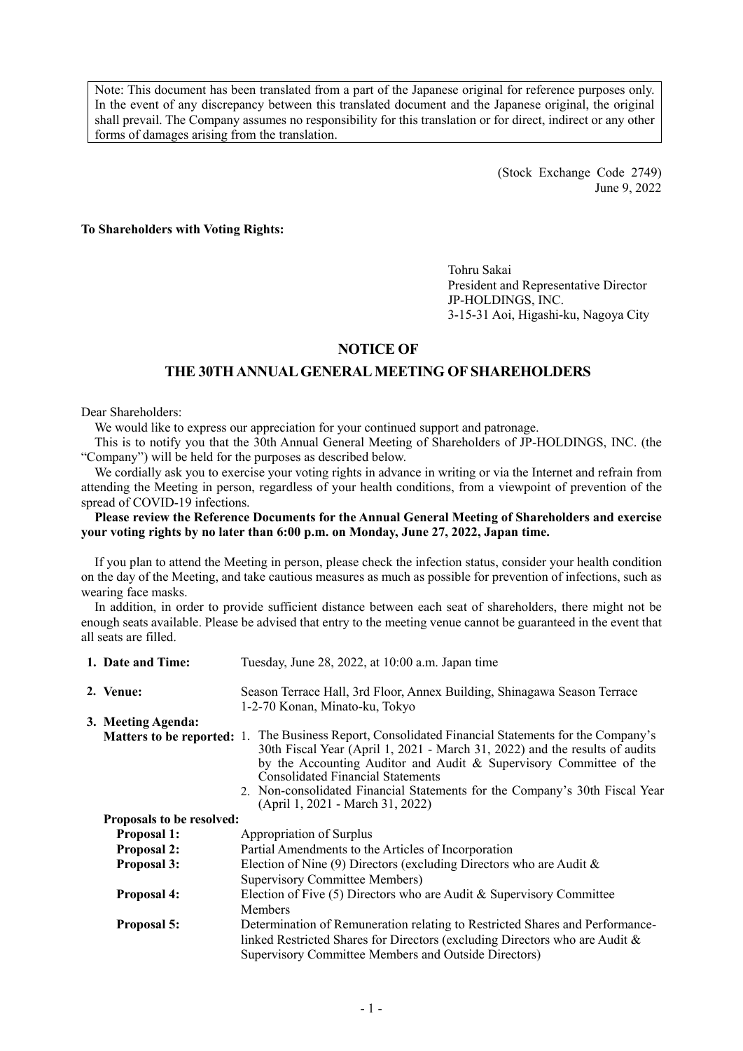Note: This document has been translated from a part of the Japanese original for reference purposes only. In the event of any discrepancy between this translated document and the Japanese original, the original shall prevail. The Company assumes no responsibility for this translation or for direct, indirect or any other forms of damages arising from the translation.

(Stock Exchange Code 2749)
June 9, 2022

**To Shareholders with Voting Rights:**

Tohru Sakai
President and Representative Director
JP-HOLDINGS, INC.
3-15-31 Aoi, Higashi-ku, Nagoya City

# NOTICE OF
# THE 30TH ANNUAL GENERAL MEETING OF SHAREHOLDERS

Dear Shareholders:

We would like to express our appreciation for your continued support and patronage.

This is to notify you that the 30th Annual General Meeting of Shareholders of JP-HOLDINGS, INC. (the "Company") will be held for the purposes as described below.

We cordially ask you to exercise your voting rights in advance in writing or via the Internet and refrain from attending the Meeting in person, regardless of your health conditions, from a viewpoint of prevention of the spread of COVID-19 infections.

**Please review the Reference Documents for the Annual General Meeting of Shareholders and exercise your voting rights by no later than 6:00 p.m. on Monday, June 27, 2022, Japan time.**

If you plan to attend the Meeting in person, please check the infection status, consider your health condition on the day of the Meeting, and take cautious measures as much as possible for prevention of infections, such as wearing face masks.

In addition, in order to provide sufficient distance between each seat of shareholders, there might not be enough seats available. Please be advised that entry to the meeting venue cannot be guaranteed in the event that all seats are filled.

**1. Date and Time:** Tuesday, June 28, 2022, at 10:00 a.m. Japan time

**2. Venue:** Season Terrace Hall, 3rd Floor, Annex Building, Shinagawa Season Terrace
1-2-70 Konan, Minato-ku, Tokyo

**3. Meeting Agenda:**

**Matters to be reported:**
1. The Business Report, Consolidated Financial Statements for the Company's 30th Fiscal Year (April 1, 2021 - March 31, 2022) and the results of audits by the Accounting Auditor and Audit & Supervisory Committee of the Consolidated Financial Statements
2. Non-consolidated Financial Statements for the Company's 30th Fiscal Year (April 1, 2021 - March 31, 2022)

**Proposals to be resolved:**

**Proposal 1:** Appropriation of Surplus

**Proposal 2:** Partial Amendments to the Articles of Incorporation

**Proposal 3:** Election of Nine (9) Directors (excluding Directors who are Audit & Supervisory Committee Members)

**Proposal 4:** Election of Five (5) Directors who are Audit & Supervisory Committee Members

**Proposal 5:** Determination of Remuneration relating to Restricted Shares and Performance-linked Restricted Shares for Directors (excluding Directors who are Audit & Supervisory Committee Members and Outside Directors)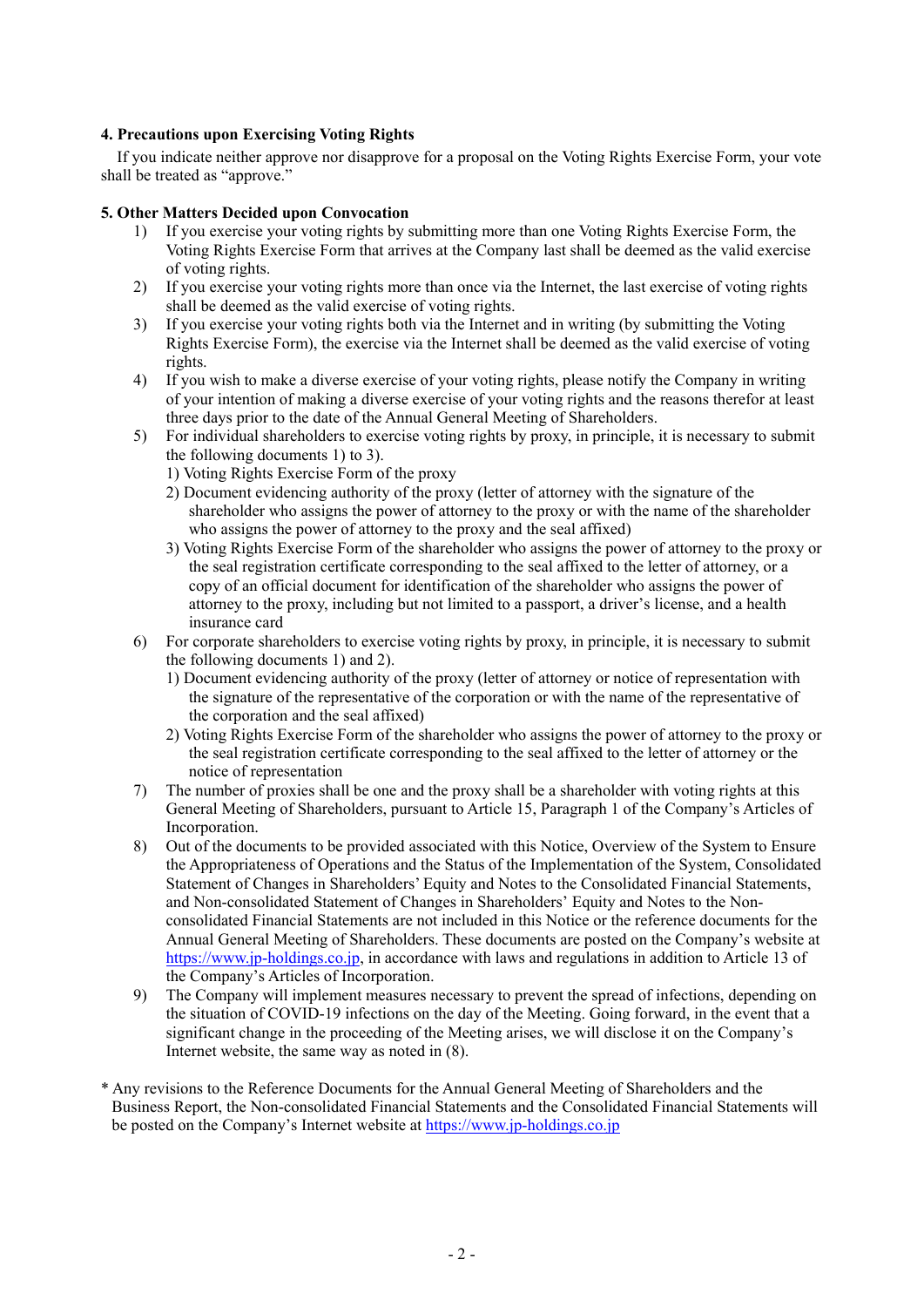#### 4. Precautions upon Exercising Voting Rights

If you indicate neither approve nor disapprove for a proposal on the Voting Rights Exercise Form, your vote shall be treated as "approve."

#### 5. Other Matters Decided upon Convocation

1) If you exercise your voting rights by submitting more than one Voting Rights Exercise Form, the Voting Rights Exercise Form that arrives at the Company last shall be deemed as the valid exercise of voting rights.
2) If you exercise your voting rights more than once via the Internet, the last exercise of voting rights shall be deemed as the valid exercise of voting rights.
3) If you exercise your voting rights both via the Internet and in writing (by submitting the Voting Rights Exercise Form), the exercise via the Internet shall be deemed as the valid exercise of voting rights.
4) If you wish to make a diverse exercise of your voting rights, please notify the Company in writing of your intention of making a diverse exercise of your voting rights and the reasons therefor at least three days prior to the date of the Annual General Meeting of Shareholders.
5) For individual shareholders to exercise voting rights by proxy, in principle, it is necessary to submit the following documents 1) to 3).
   1) Voting Rights Exercise Form of the proxy
   2) Document evidencing authority of the proxy (letter of attorney with the signature of the shareholder who assigns the power of attorney to the proxy or with the name of the shareholder who assigns the power of attorney to the proxy and the seal affixed)
   3) Voting Rights Exercise Form of the shareholder who assigns the power of attorney to the proxy or the seal registration certificate corresponding to the seal affixed to the letter of attorney, or a copy of an official document for identification of the shareholder who assigns the power of attorney to the proxy, including but not limited to a passport, a driver's license, and a health insurance card
6) For corporate shareholders to exercise voting rights by proxy, in principle, it is necessary to submit the following documents 1) and 2).
   1) Document evidencing authority of the proxy (letter of attorney or notice of representation with the signature of the representative of the corporation or with the name of the representative of the corporation and the seal affixed)
   2) Voting Rights Exercise Form of the shareholder who assigns the power of attorney to the proxy or the seal registration certificate corresponding to the seal affixed to the letter of attorney or the notice of representation
7) The number of proxies shall be one and the proxy shall be a shareholder with voting rights at this General Meeting of Shareholders, pursuant to Article 15, Paragraph 1 of the Company's Articles of Incorporation.
8) Out of the documents to be provided associated with this Notice, Overview of the System to Ensure the Appropriateness of Operations and the Status of the Implementation of the System, Consolidated Statement of Changes in Shareholders' Equity and Notes to the Consolidated Financial Statements, and Non-consolidated Statement of Changes in Shareholders' Equity and Notes to the Non-consolidated Financial Statements are not included in this Notice or the reference documents for the Annual General Meeting of Shareholders. These documents are posted on the Company's website at https://www.jp-holdings.co.jp, in accordance with laws and regulations in addition to Article 13 of the Company's Articles of Incorporation.
9) The Company will implement measures necessary to prevent the spread of infections, depending on the situation of COVID-19 infections on the day of the Meeting. Going forward, in the event that a significant change in the proceeding of the Meeting arises, we will disclose it on the Company's Internet website, the same way as noted in (8).

\* Any revisions to the Reference Documents for the Annual General Meeting of Shareholders and the Business Report, the Non-consolidated Financial Statements and the Consolidated Financial Statements will be posted on the Company's Internet website at https://www.jp-holdings.co.jp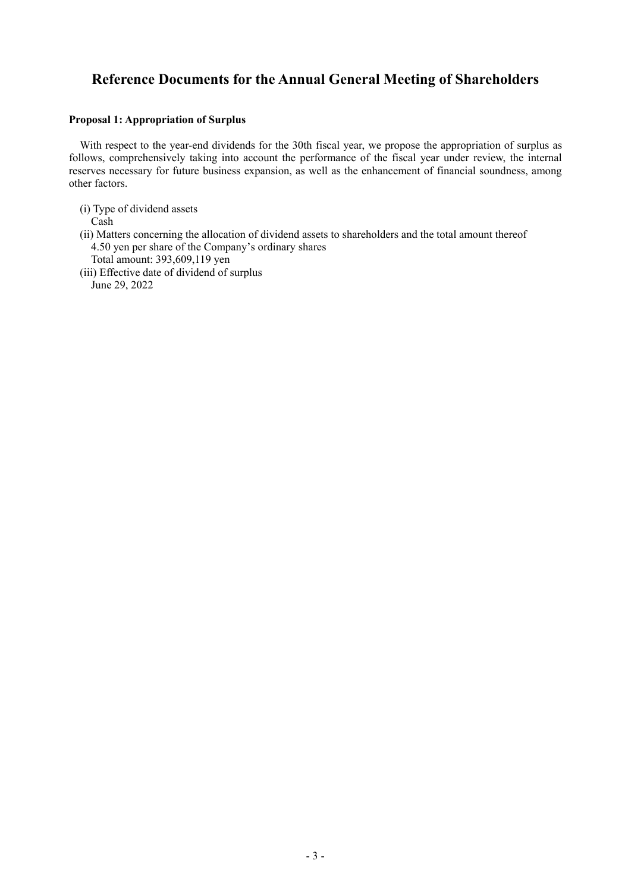# Reference Documents for the Annual General Meeting of Shareholders

**Proposal 1: Appropriation of Surplus**

With respect to the year-end dividends for the 30th fiscal year, we propose the appropriation of surplus as follows, comprehensively taking into account the performance of the fiscal year under review, the internal reserves necessary for future business expansion, as well as the enhancement of financial soundness, among other factors.

(i) Type of dividend assets
Cash

(ii) Matters concerning the allocation of dividend assets to shareholders and the total amount thereof
4.50 yen per share of the Company's ordinary shares
Total amount: 393,609,119 yen

(iii) Effective date of dividend of surplus
June 29, 2022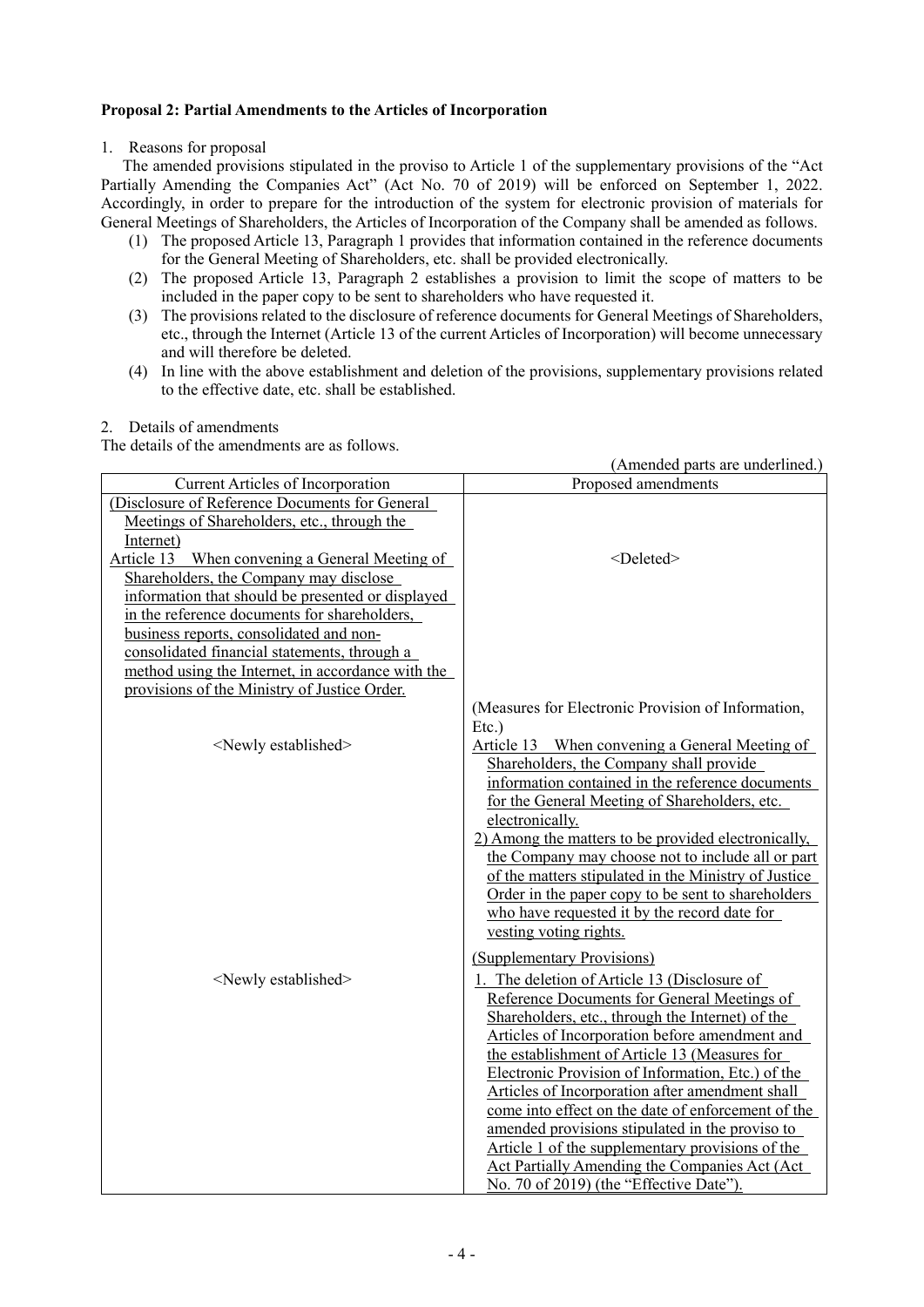**Proposal 2: Partial Amendments to the Articles of Incorporation**

1. Reasons for proposal

The amended provisions stipulated in the proviso to Article 1 of the supplementary provisions of the "Act Partially Amending the Companies Act" (Act No. 70 of 2019) will be enforced on September 1, 2022. Accordingly, in order to prepare for the introduction of the system for electronic provision of materials for General Meetings of Shareholders, the Articles of Incorporation of the Company shall be amended as follows.

(1) The proposed Article 13, Paragraph 1 provides that information contained in the reference documents for the General Meeting of Shareholders, etc. shall be provided electronically.

(2) The proposed Article 13, Paragraph 2 establishes a provision to limit the scope of matters to be included in the paper copy to be sent to shareholders who have requested it.

(3) The provisions related to the disclosure of reference documents for General Meetings of Shareholders, etc., through the Internet (Article 13 of the current Articles of Incorporation) will become unnecessary and will therefore be deleted.

(4) In line with the above establishment and deletion of the provisions, supplementary provisions related to the effective date, etc. shall be established.

2. Details of amendments

The details of the amendments are as follows.

(Amended parts are underlined.)

| Current Articles of Incorporation | Proposed amendments |
|---|---|
| (Disclosure of Reference Documents for General Meetings of Shareholders, etc., through the Internet)<br>Article 13 When convening a General Meeting of Shareholders, the Company may disclose information that should be presented or displayed in the reference documents for shareholders, business reports, consolidated and non-consolidated financial statements, through a method using the Internet, in accordance with the provisions of the Ministry of Justice Order. | <Deleted> |
| <Newly established> | (Measures for Electronic Provision of Information, Etc.)<br>Article 13 When convening a General Meeting of Shareholders, the Company shall provide information contained in the reference documents for the General Meeting of Shareholders, etc. electronically.<br>2) Among the matters to be provided electronically, the Company may choose not to include all or part of the matters stipulated in the Ministry of Justice Order in the paper copy to be sent to shareholders who have requested it by the record date for vesting voting rights. |
| <Newly established> | (Supplementary Provisions)<br>1. The deletion of Article 13 (Disclosure of Reference Documents for General Meetings of Shareholders, etc., through the Internet) of the Articles of Incorporation before amendment and the establishment of Article 13 (Measures for Electronic Provision of Information, Etc.) of the Articles of Incorporation after amendment shall come into effect on the date of enforcement of the amended provisions stipulated in the proviso to Article 1 of the supplementary provisions of the Act Partially Amending the Companies Act (Act No. 70 of 2019) (the "Effective Date"). |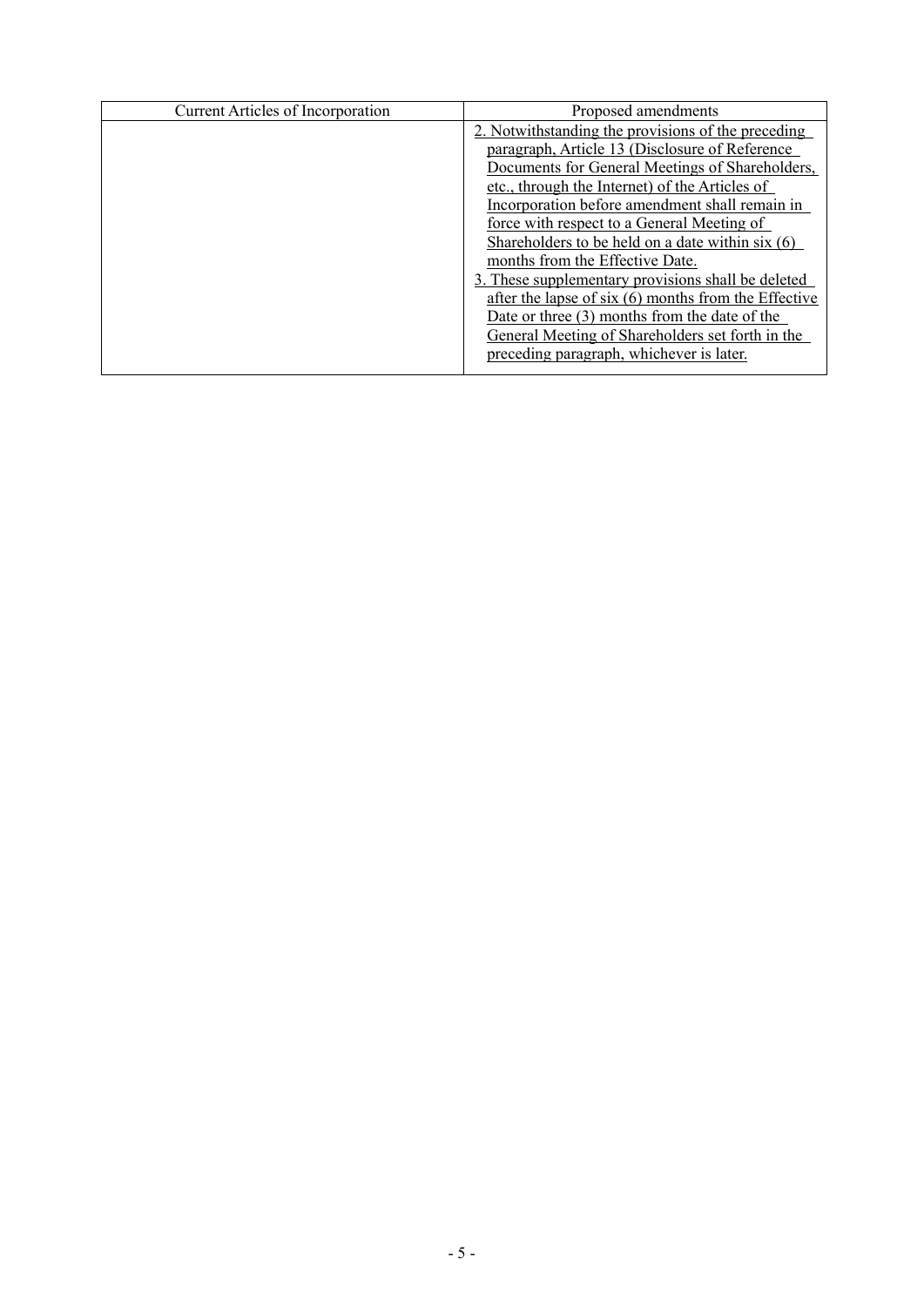| Current Articles of Incorporation | Proposed amendments |
| --- | --- |
| | 2. Notwithstanding the provisions of the preceding paragraph, Article 13 (Disclosure of Reference Documents for General Meetings of Shareholders, etc., through the Internet) of the Articles of Incorporation before amendment shall remain in force with respect to a General Meeting of Shareholders to be held on a date within six (6) months from the Effective Date.<br>3. These supplementary provisions shall be deleted after the lapse of six (6) months from the Effective Date or three (3) months from the date of the General Meeting of Shareholders set forth in the preceding paragraph, whichever is later. |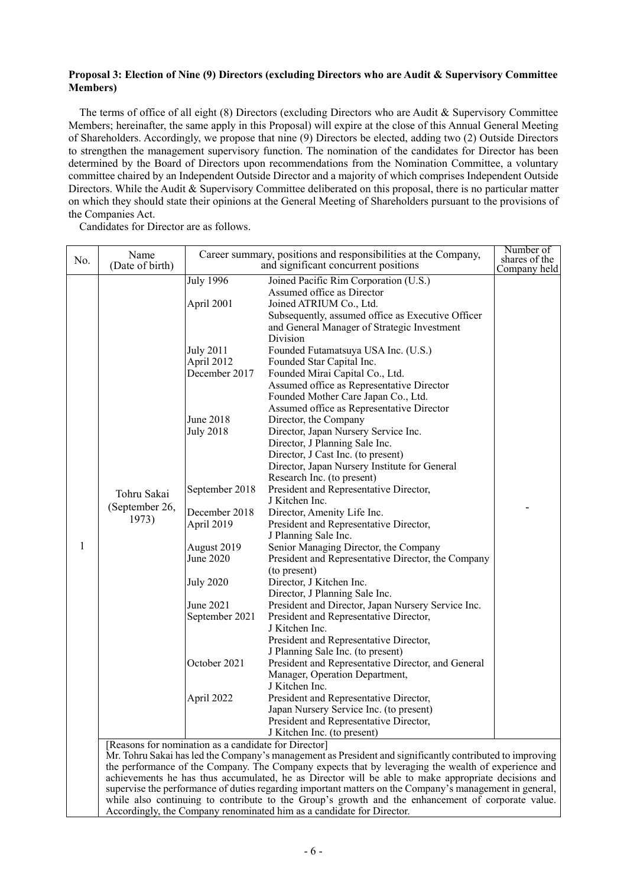**Proposal 3: Election of Nine (9) Directors (excluding Directors who are Audit & Supervisory Committee Members)**

The terms of office of all eight (8) Directors (excluding Directors who are Audit & Supervisory Committee Members; hereinafter, the same apply in this Proposal) will expire at the close of this Annual General Meeting of Shareholders. Accordingly, we propose that nine (9) Directors be elected, adding two (2) Outside Directors to strengthen the management supervisory function. The nomination of the candidates for Director has been determined by the Board of Directors upon recommendations from the Nomination Committee, a voluntary committee chaired by an Independent Outside Director and a majority of which comprises Independent Outside Directors. While the Audit & Supervisory Committee deliberated on this proposal, there is no particular matter on which they should state their opinions at the General Meeting of Shareholders pursuant to the provisions of the Companies Act.

Candidates for Director are as follows.

| No. | Name (Date of birth) | Career summary, positions and responsibilities at the Company, and significant concurrent positions | | Number of shares of the Company held |
|---|---|---|---|---|
| 1 | Tohru Sakai (September 26, 1973) | July 1996 | Joined Pacific Rim Corporation (U.S.) Assumed office as Director | - |
| | | April 2001 | Joined ATRIUM Co., Ltd. Subsequently, assumed office as Executive Officer and General Manager of Strategic Investment Division | |
| | | July 2011 | Founded Futamatsuya USA Inc. (U.S.) | |
| | | April 2012 | Founded Star Capital Inc. | |
| | | December 2017 | Founded Mirai Capital Co., Ltd. Assumed office as Representative Director Founded Mother Care Japan Co., Ltd. Assumed office as Representative Director | |
| | | June 2018 | Director, the Company | |
| | | July 2018 | Director, Japan Nursery Service Inc. Director, J Planning Sale Inc. Director, J Cast Inc. (to present) Director, Japan Nursery Institute for General Research Inc. (to present) | |
| | | September 2018 | President and Representative Director, J Kitchen Inc. | |
| | | December 2018 | Director, Amenity Life Inc. | |
| | | April 2019 | President and Representative Director, J Planning Sale Inc. | |
| | | August 2019 | Senior Managing Director, the Company | |
| | | June 2020 | President and Representative Director, the Company (to present) | |
| | | July 2020 | Director, J Kitchen Inc. Director, J Planning Sale Inc. | |
| | | June 2021 | President and Director, Japan Nursery Service Inc. | |
| | | September 2021 | President and Representative Director, J Kitchen Inc. President and Representative Director, J Planning Sale Inc. (to present) | |
| | | October 2021 | President and Representative Director, and General Manager, Operation Department, J Kitchen Inc. | |
| | | April 2022 | President and Representative Director, Japan Nursery Service Inc. (to present) President and Representative Director, J Kitchen Inc. (to present) | |

[Reasons for nomination as a candidate for Director]
Mr. Tohru Sakai has led the Company's management as President and significantly contributed to improving the performance of the Company. The Company expects that by leveraging the wealth of experience and achievements he has thus accumulated, he as Director will be able to make appropriate decisions and supervise the performance of duties regarding important matters on the Company's management in general, while also continuing to contribute to the Group's growth and the enhancement of corporate value. Accordingly, the Company renominated him as a candidate for Director.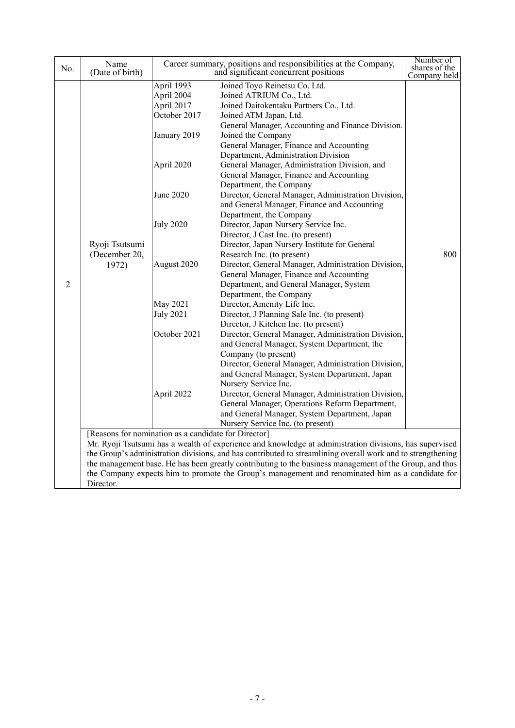| No. | Name (Date of birth) | Career summary, positions and responsibilities at the Company, and significant concurrent positions | | Number of shares of the Company held |
|---|---|---|---|---|
| 2 | Ryoji Tsutsumi (December 20, 1972) | April 1993 | Joined Toyo Reinetsu Co. Ltd. | 800 |
| | | April 2004 | Joined ATRIUM Co., Ltd. | |
| | | April 2017 | Joined Daitokentaku Partners Co., Ltd. | |
| | | October 2017 | Joined ATM Japan, Ltd. General Manager, Accounting and Finance Division. | |
| | | January 2019 | Joined the Company General Manager, Finance and Accounting Department, Administration Division | |
| | | April 2020 | General Manager, Administration Division, and General Manager, Finance and Accounting Department, the Company | |
| | | June 2020 | Director, General Manager, Administration Division, and General Manager, Finance and Accounting Department, the Company | |
| | | July 2020 | Director, Japan Nursery Service Inc. Director, J Cast Inc. (to present) Director, Japan Nursery Institute for General Research Inc. (to present) | |
| | | August 2020 | Director, General Manager, Administration Division, General Manager, Finance and Accounting Department, and General Manager, System Department, the Company | |
| | | May 2021 | Director, Amenity Life Inc. | |
| | | July 2021 | Director, J Planning Sale Inc. (to present) Director, J Kitchen Inc. (to present) | |
| | | October 2021 | Director, General Manager, Administration Division, and General Manager, System Department, the Company (to present) Director, General Manager, Administration Division, and General Manager, System Department, Japan Nursery Service Inc. | |
| | | April 2022 | Director, General Manager, Administration Division, General Manager, Operations Reform Department, and General Manager, System Department, Japan Nursery Service Inc. (to present) | |

[Reasons for nomination as a candidate for Director]
Mr. Ryoji Tsutsumi has a wealth of experience and knowledge at administration divisions, has supervised the Group's administration divisions, and has contributed to streamlining overall work and to strengthening the management base. He has been greatly contributing to the business management of the Group, and thus the Company expects him to promote the Group's management and renominated him as a candidate for Director.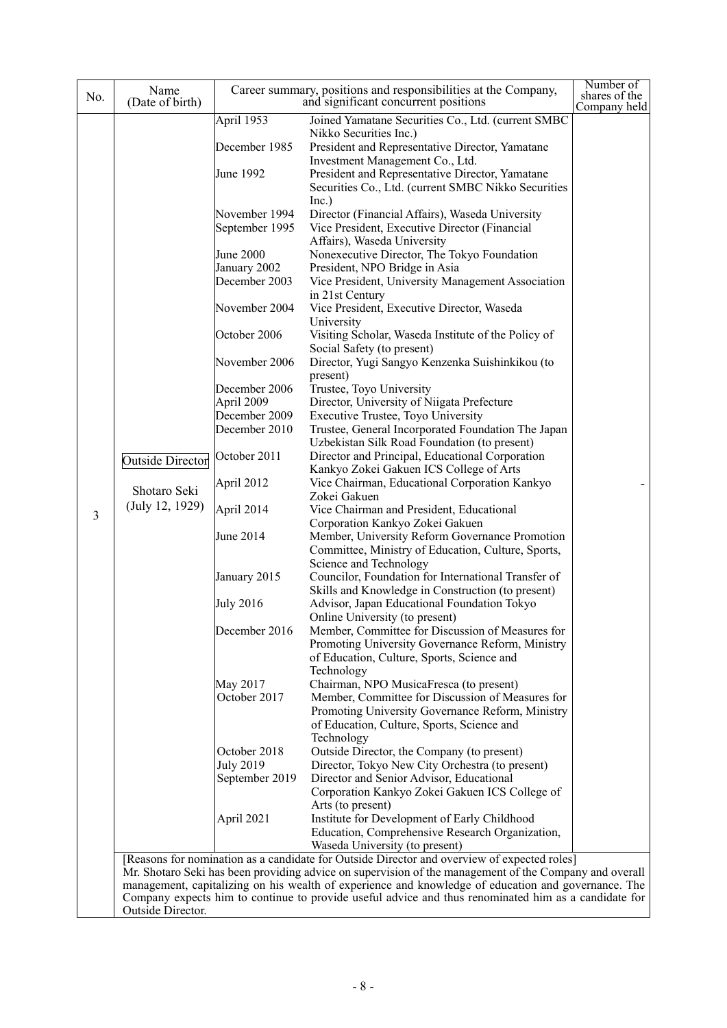| No. | Name (Date of birth) | Career summary, positions and responsibilities at the Company, and significant concurrent positions | | Number of shares of the Company held |
|---|---|---|---|---|
| 3 | Outside Director<br>Shotaro Seki<br>(July 12, 1929) | April 1953 | Joined Yamatane Securities Co., Ltd. (current SMBC Nikko Securities Inc.) | - |
| | | December 1985 | President and Representative Director, Yamatane Investment Management Co., Ltd. | |
| | | June 1992 | President and Representative Director, Yamatane Securities Co., Ltd. (current SMBC Nikko Securities Inc.) | |
| | | November 1994 | Director (Financial Affairs), Waseda University | |
| | | September 1995 | Vice President, Executive Director (Financial Affairs), Waseda University | |
| | | June 2000 | Nonexecutive Director, The Tokyo Foundation | |
| | | January 2002 | President, NPO Bridge in Asia | |
| | | December 2003 | Vice President, University Management Association in 21st Century | |
| | | November 2004 | Vice President, Executive Director, Waseda University | |
| | | October 2006 | Visiting Scholar, Waseda Institute of the Policy of Social Safety (to present) | |
| | | November 2006 | Director, Yugi Sangyo Kenzenka Suishinkikou (to present) | |
| | | December 2006 | Trustee, Toyo University | |
| | | April 2009 | Director, University of Niigata Prefecture | |
| | | December 2009 | Executive Trustee, Toyo University | |
| | | December 2010 | Trustee, General Incorporated Foundation The Japan Uzbekistan Silk Road Foundation (to present) | |
| | | October 2011 | Director and Principal, Educational Corporation Kankyo Zokei Gakuen ICS College of Arts | |
| | | April 2012 | Vice Chairman, Educational Corporation Kankyo Zokei Gakuen | |
| | | April 2014 | Vice Chairman and President, Educational Corporation Kankyo Zokei Gakuen | |
| | | June 2014 | Member, University Reform Governance Promotion Committee, Ministry of Education, Culture, Sports, Science and Technology | |
| | | January 2015 | Councilor, Foundation for International Transfer of Skills and Knowledge in Construction (to present) | |
| | | July 2016 | Advisor, Japan Educational Foundation Tokyo Online University (to present) | |
| | | December 2016 | Member, Committee for Discussion of Measures for Promoting University Governance Reform, Ministry of Education, Culture, Sports, Science and Technology | |
| | | May 2017 | Chairman, NPO MusicaFresca (to present) | |
| | | October 2017 | Member, Committee for Discussion of Measures for Promoting University Governance Reform, Ministry of Education, Culture, Sports, Science and Technology | |
| | | October 2018 | Outside Director, the Company (to present) | |
| | | July 2019 | Director, Tokyo New City Orchestra (to present) | |
| | | September 2019 | Director and Senior Advisor, Educational Corporation Kankyo Zokei Gakuen ICS College of Arts (to present) | |
| | | April 2021 | Institute for Development of Early Childhood Education, Comprehensive Research Organization, Waseda University (to present) | |

[Reasons for nomination as a candidate for Outside Director and overview of expected roles]
Mr. Shotaro Seki has been providing advice on supervision of the management of the Company and overall management, capitalizing on his wealth of experience and knowledge of education and governance. The Company expects him to continue to provide useful advice and thus renominated him as a candidate for Outside Director.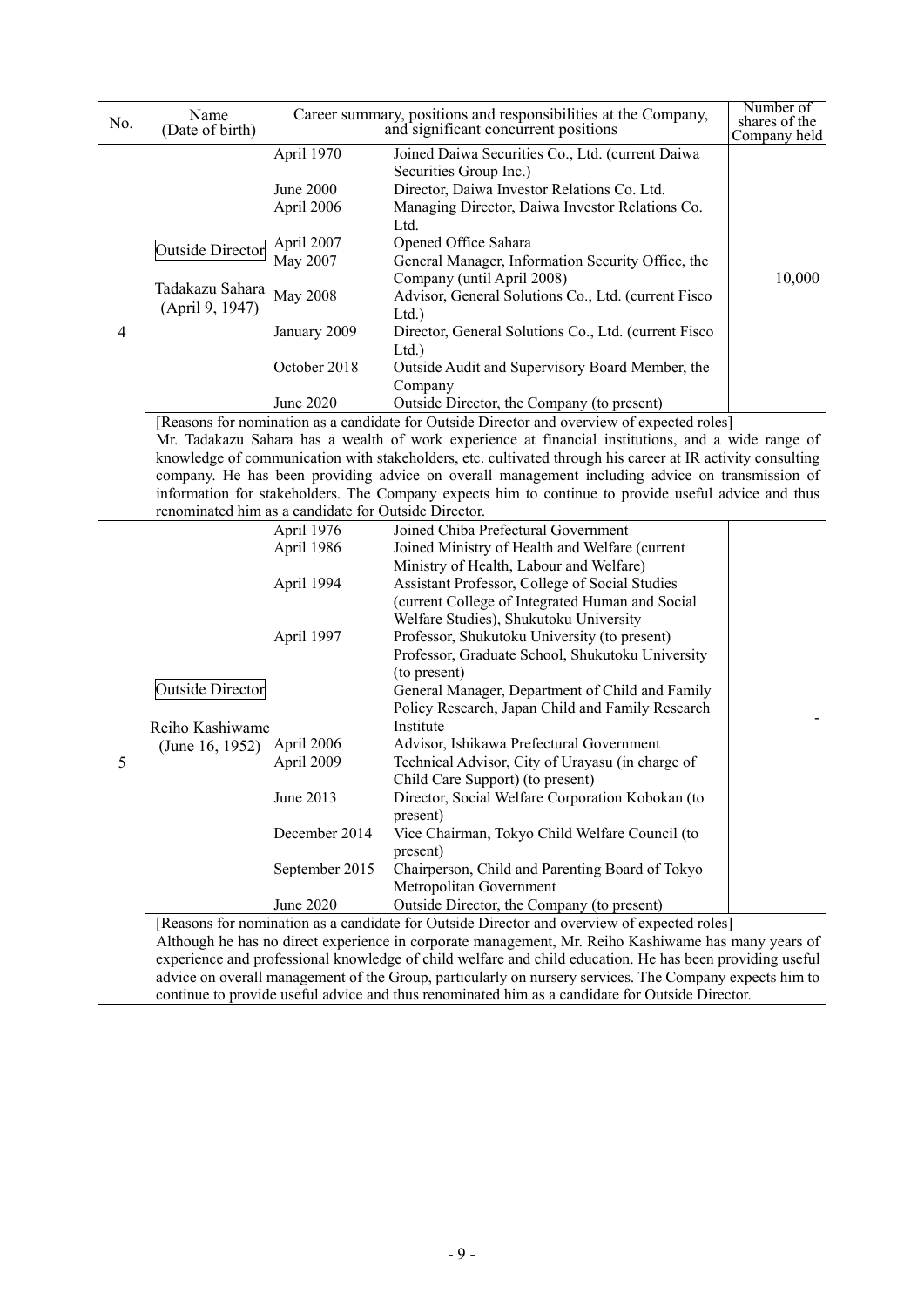| No. | Name (Date of birth) | Career summary, positions and responsibilities at the Company, and significant concurrent positions | | Number of shares of the Company held |
|---|---|---|---|---|
| 4 | Outside Director<br><br>Tadakazu Sahara (April 9, 1947) | April 1970<br>June 2000<br>April 2006<br>April 2007<br>May 2007<br><br>May 2008<br>January 2009<br>October 2018<br>June 2020 | Joined Daiwa Securities Co., Ltd. (current Daiwa Securities Group Inc.)<br>Director, Daiwa Investor Relations Co. Ltd.<br>Managing Director, Daiwa Investor Relations Co. Ltd.<br>Opened Office Sahara<br>General Manager, Information Security Office, the Company (until April 2008)<br>Advisor, General Solutions Co., Ltd. (current Fisco Ltd.)<br>Director, General Solutions Co., Ltd. (current Fisco Ltd.)<br>Outside Audit and Supervisory Board Member, the Company<br>Outside Director, the Company (to present) | 10,000 |
| | [Reasons for nomination as a candidate for Outside Director and overview of expected roles]<br>Mr. Tadakazu Sahara has a wealth of work experience at financial institutions, and a wide range of knowledge of communication with stakeholders, etc. cultivated through his career at IR activity consulting company. He has been providing advice on overall management including advice on transmission of information for stakeholders. The Company expects him to continue to provide useful advice and thus renominated him as a candidate for Outside Director. | | | |
| 5 | Outside Director<br><br>Reiho Kashiwame (June 16, 1952) | April 1976<br>April 1986<br><br>April 1994<br><br><br>April 1997<br><br><br><br><br>April 2006<br>April 2009<br><br>June 2013<br><br>December 2014<br><br>September 2015<br><br>June 2020 | Joined Chiba Prefectural Government<br>Joined Ministry of Health and Welfare (current Ministry of Health, Labour and Welfare)<br>Assistant Professor, College of Social Studies (current College of Integrated Human and Social Welfare Studies), Shukutoku University<br>Professor, Shukutoku University (to present)<br>Professor, Graduate School, Shukutoku University (to present)<br>General Manager, Department of Child and Family Policy Research, Japan Child and Family Research Institute<br>Advisor, Ishikawa Prefectural Government<br>Technical Advisor, City of Urayasu (in charge of Child Care Support) (to present)<br>Director, Social Welfare Corporation Kobokan (to present)<br>Vice Chairman, Tokyo Child Welfare Council (to present)<br>Chairperson, Child and Parenting Board of Tokyo Metropolitan Government<br>Outside Director, the Company (to present) | - |
| | [Reasons for nomination as a candidate for Outside Director and overview of expected roles]<br>Although he has no direct experience in corporate management, Mr. Reiho Kashiwame has many years of experience and professional knowledge of child welfare and child education. He has been providing useful advice on overall management of the Group, particularly on nursery services. The Company expects him to continue to provide useful advice and thus renominated him as a candidate for Outside Director. | | | |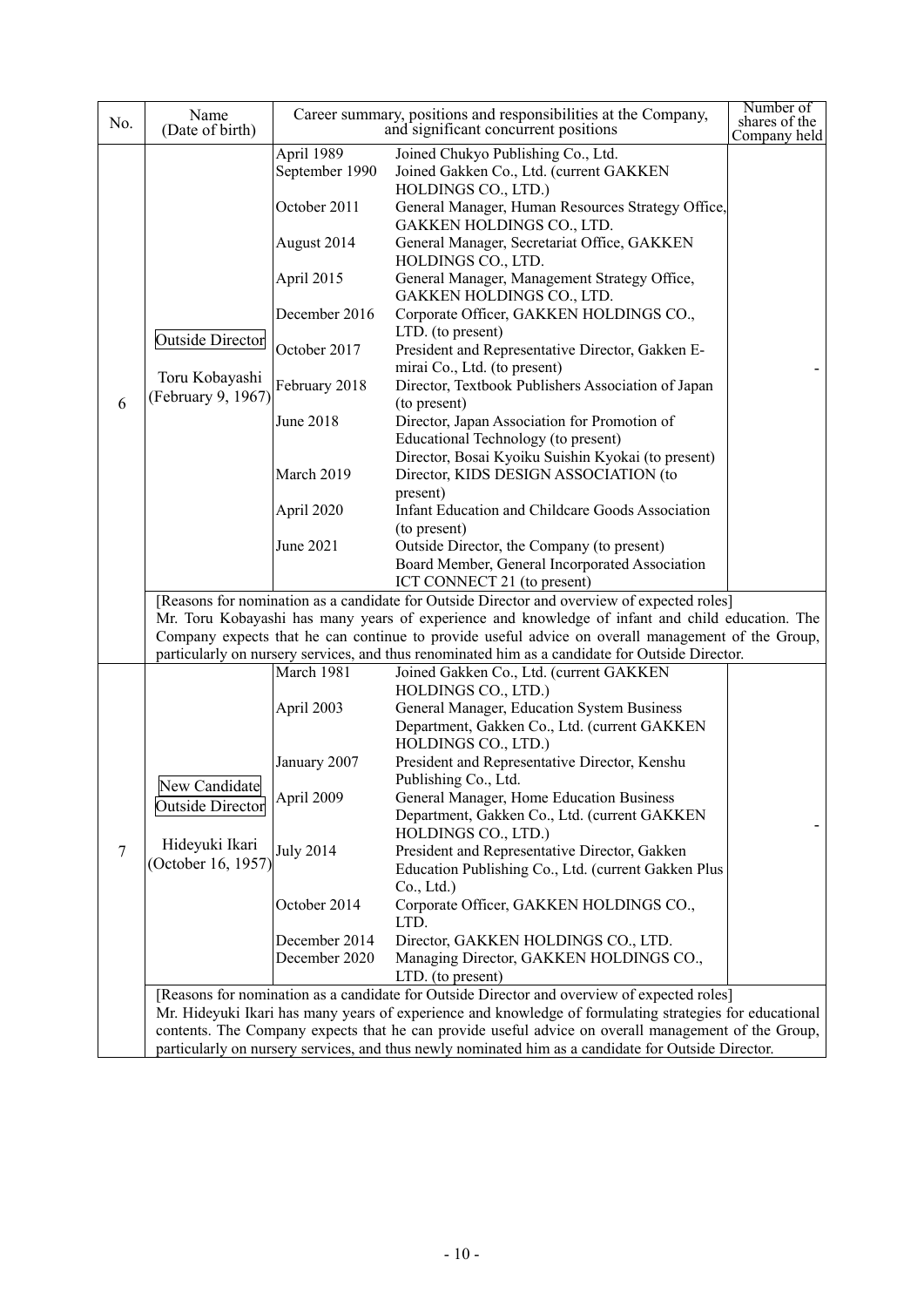| No. | Name (Date of birth) | Career summary, positions and responsibilities at the Company, and significant concurrent positions | | Number of shares of the Company held |
|---|---|---|---|---|
| 6 | Outside Director<br><br>Toru Kobayashi<br>(February 9, 1967) | April 1989 | Joined Chukyo Publishing Co., Ltd. | - |
| | | September 1990 | Joined Gakken Co., Ltd. (current GAKKEN HOLDINGS CO., LTD.) | |
| | | October 2011 | General Manager, Human Resources Strategy Office, GAKKEN HOLDINGS CO., LTD. | |
| | | August 2014 | General Manager, Secretariat Office, GAKKEN HOLDINGS CO., LTD. | |
| | | April 2015 | General Manager, Management Strategy Office, GAKKEN HOLDINGS CO., LTD. | |
| | | December 2016 | Corporate Officer, GAKKEN HOLDINGS CO., LTD. (to present) | |
| | | October 2017 | President and Representative Director, Gakken E-mirai Co., Ltd. (to present) | |
| | | February 2018 | Director, Textbook Publishers Association of Japan (to present) | |
| | | June 2018 | Director, Japan Association for Promotion of Educational Technology (to present)<br>Director, Bosai Kyoiku Suishin Kyokai (to present) | |
| | | March 2019 | Director, KIDS DESIGN ASSOCIATION (to present) | |
| | | April 2020 | Infant Education and Childcare Goods Association (to present) | |
| | | June 2021 | Outside Director, the Company (to present)<br>Board Member, General Incorporated Association ICT CONNECT 21 (to present) | |
| | [Reasons for nomination as a candidate for Outside Director and overview of expected roles]<br>Mr. Toru Kobayashi has many years of experience and knowledge of infant and child education. The Company expects that he can continue to provide useful advice on overall management of the Group, particularly on nursery services, and thus renominated him as a candidate for Outside Director. | | | |
| 7 | New Candidate<br>Outside Director<br><br>Hideyuki Ikari<br>(October 16, 1957) | March 1981 | Joined Gakken Co., Ltd. (current GAKKEN HOLDINGS CO., LTD.) | - |
| | | April 2003 | General Manager, Education System Business Department, Gakken Co., Ltd. (current GAKKEN HOLDINGS CO., LTD.) | |
| | | January 2007 | President and Representative Director, Kenshu Publishing Co., Ltd. | |
| | | April 2009 | General Manager, Home Education Business Department, Gakken Co., Ltd. (current GAKKEN HOLDINGS CO., LTD.) | |
| | | July 2014 | President and Representative Director, Gakken Education Publishing Co., Ltd. (current Gakken Plus Co., Ltd.) | |
| | | October 2014 | Corporate Officer, GAKKEN HOLDINGS CO., LTD. | |
| | | December 2014 | Director, GAKKEN HOLDINGS CO., LTD. | |
| | | December 2020 | Managing Director, GAKKEN HOLDINGS CO., LTD. (to present) | |
| | [Reasons for nomination as a candidate for Outside Director and overview of expected roles]<br>Mr. Hideyuki Ikari has many years of experience and knowledge of formulating strategies for educational contents. The Company expects that he can provide useful advice on overall management of the Group, particularly on nursery services, and thus newly nominated him as a candidate for Outside Director. | | | |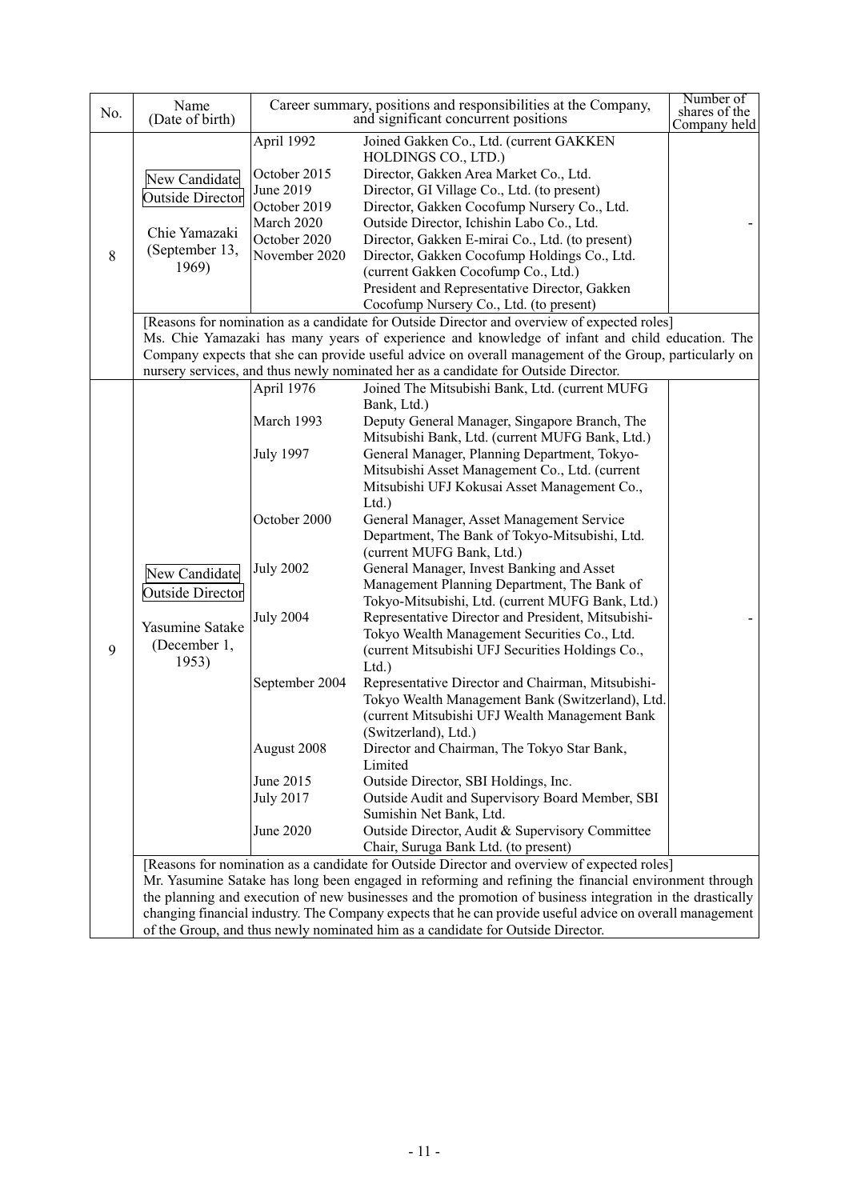| No. | Name (Date of birth) | Career summary, positions and responsibilities at the Company, and significant concurrent positions | | Number of shares of the Company held |
|---|---|---|---|---|
| 8 | New Candidate<br>Outside Director<br><br>Chie Yamazaki<br>(September 13, 1969) | April 1992<br>October 2015<br>June 2019<br>October 2019<br>March 2020<br>October 2020<br>November 2020 | Joined Gakken Co., Ltd. (current GAKKEN HOLDINGS CO., LTD.)<br>Director, Gakken Area Market Co., Ltd.<br>Director, GI Village Co., Ltd. (to present)<br>Director, Gakken Cocofump Nursery Co., Ltd.<br>Outside Director, Ichishin Labo Co., Ltd.<br>Director, Gakken E-mirai Co., Ltd. (to present)<br>Director, Gakken Cocofump Holdings Co., Ltd. (current Gakken Cocofump Co., Ltd.)<br>President and Representative Director, Gakken Cocofump Nursery Co., Ltd. (to present) | - |
| | [Reasons for nomination as a candidate for Outside Director and overview of expected roles]<br>Ms. Chie Yamazaki has many years of experience and knowledge of infant and child education. The Company expects that she can provide useful advice on overall management of the Group, particularly on nursery services, and thus newly nominated her as a candidate for Outside Director. | | | |
| 9 | New Candidate<br>Outside Director<br><br>Yasumine Satake<br>(December 1, 1953) | April 1976<br>March 1993<br>July 1997<br>October 2000<br>July 2002<br>July 2004<br>September 2004<br>August 2008<br>June 2015<br>July 2017<br>June 2020 | Joined The Mitsubishi Bank, Ltd. (current MUFG Bank, Ltd.)<br>Deputy General Manager, Singapore Branch, The Mitsubishi Bank, Ltd. (current MUFG Bank, Ltd.)<br>General Manager, Planning Department, Tokyo-Mitsubishi Asset Management Co., Ltd. (current Mitsubishi UFJ Kokusai Asset Management Co., Ltd.)<br>General Manager, Asset Management Service Department, The Bank of Tokyo-Mitsubishi, Ltd. (current MUFG Bank, Ltd.)<br>General Manager, Invest Banking and Asset Management Planning Department, The Bank of Tokyo-Mitsubishi, Ltd. (current MUFG Bank, Ltd.)<br>Representative Director and President, Mitsubishi-Tokyo Wealth Management Securities Co., Ltd. (current Mitsubishi UFJ Securities Holdings Co., Ltd.)<br>Representative Director and Chairman, Mitsubishi-Tokyo Wealth Management Bank (Switzerland), Ltd. (current Mitsubishi UFJ Wealth Management Bank (Switzerland), Ltd.)<br>Director and Chairman, The Tokyo Star Bank, Limited<br>Outside Director, SBI Holdings, Inc.<br>Outside Audit and Supervisory Board Member, SBI Sumishin Net Bank, Ltd.<br>Outside Director, Audit & Supervisory Committee Chair, Suruga Bank Ltd. (to present) | - |
| | [Reasons for nomination as a candidate for Outside Director and overview of expected roles]<br>Mr. Yasumine Satake has long been engaged in reforming and refining the financial environment through the planning and execution of new businesses and the promotion of business integration in the drastically changing financial industry. The Company expects that he can provide useful advice on overall management of the Group, and thus newly nominated him as a candidate for Outside Director. | | | |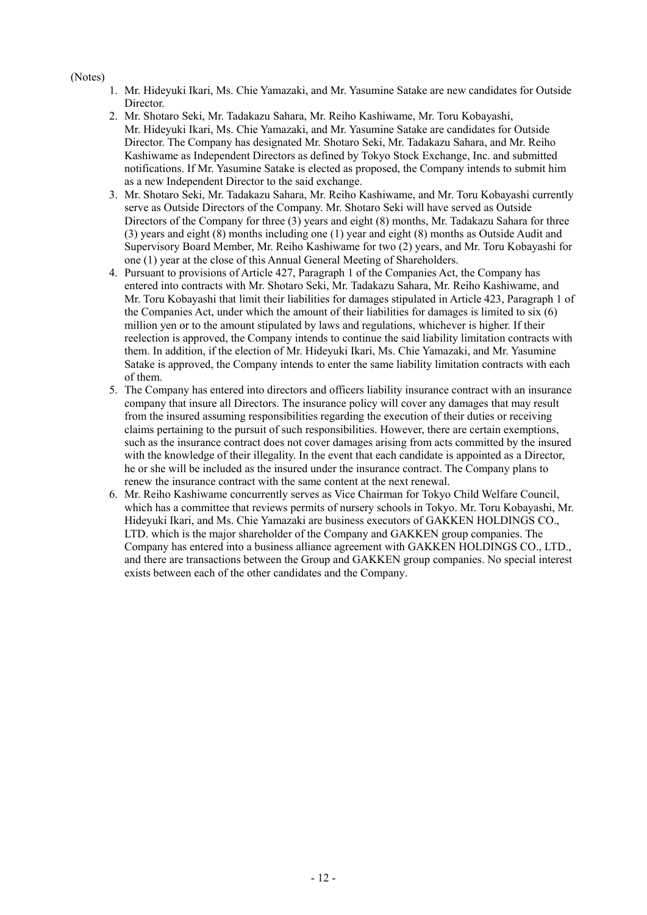(Notes)

1. Mr. Hideyuki Ikari, Ms. Chie Yamazaki, and Mr. Yasumine Satake are new candidates for Outside Director.
2. Mr. Shotaro Seki, Mr. Tadakazu Sahara, Mr. Reiho Kashiwame, Mr. Toru Kobayashi, Mr. Hideyuki Ikari, Ms. Chie Yamazaki, and Mr. Yasumine Satake are candidates for Outside Director. The Company has designated Mr. Shotaro Seki, Mr. Tadakazu Sahara, and Mr. Reiho Kashiwame as Independent Directors as defined by Tokyo Stock Exchange, Inc. and submitted notifications. If Mr. Yasumine Satake is elected as proposed, the Company intends to submit him as a new Independent Director to the said exchange.
3. Mr. Shotaro Seki, Mr. Tadakazu Sahara, Mr. Reiho Kashiwame, and Mr. Toru Kobayashi currently serve as Outside Directors of the Company. Mr. Shotaro Seki will have served as Outside Directors of the Company for three (3) years and eight (8) months, Mr. Tadakazu Sahara for three (3) years and eight (8) months including one (1) year and eight (8) months as Outside Audit and Supervisory Board Member, Mr. Reiho Kashiwame for two (2) years, and Mr. Toru Kobayashi for one (1) year at the close of this Annual General Meeting of Shareholders.
4. Pursuant to provisions of Article 427, Paragraph 1 of the Companies Act, the Company has entered into contracts with Mr. Shotaro Seki, Mr. Tadakazu Sahara, Mr. Reiho Kashiwame, and Mr. Toru Kobayashi that limit their liabilities for damages stipulated in Article 423, Paragraph 1 of the Companies Act, under which the amount of their liabilities for damages is limited to six (6) million yen or to the amount stipulated by laws and regulations, whichever is higher. If their reelection is approved, the Company intends to continue the said liability limitation contracts with them. In addition, if the election of Mr. Hideyuki Ikari, Ms. Chie Yamazaki, and Mr. Yasumine Satake is approved, the Company intends to enter the same liability limitation contracts with each of them.
5. The Company has entered into directors and officers liability insurance contract with an insurance company that insure all Directors. The insurance policy will cover any damages that may result from the insured assuming responsibilities regarding the execution of their duties or receiving claims pertaining to the pursuit of such responsibilities. However, there are certain exemptions, such as the insurance contract does not cover damages arising from acts committed by the insured with the knowledge of their illegality. In the event that each candidate is appointed as a Director, he or she will be included as the insured under the insurance contract. The Company plans to renew the insurance contract with the same content at the next renewal.
6. Mr. Reiho Kashiwame concurrently serves as Vice Chairman for Tokyo Child Welfare Council, which has a committee that reviews permits of nursery schools in Tokyo. Mr. Toru Kobayashi, Mr. Hideyuki Ikari, and Ms. Chie Yamazaki are business executors of GAKKEN HOLDINGS CO., LTD. which is the major shareholder of the Company and GAKKEN group companies. The Company has entered into a business alliance agreement with GAKKEN HOLDINGS CO., LTD., and there are transactions between the Group and GAKKEN group companies. No special interest exists between each of the other candidates and the Company.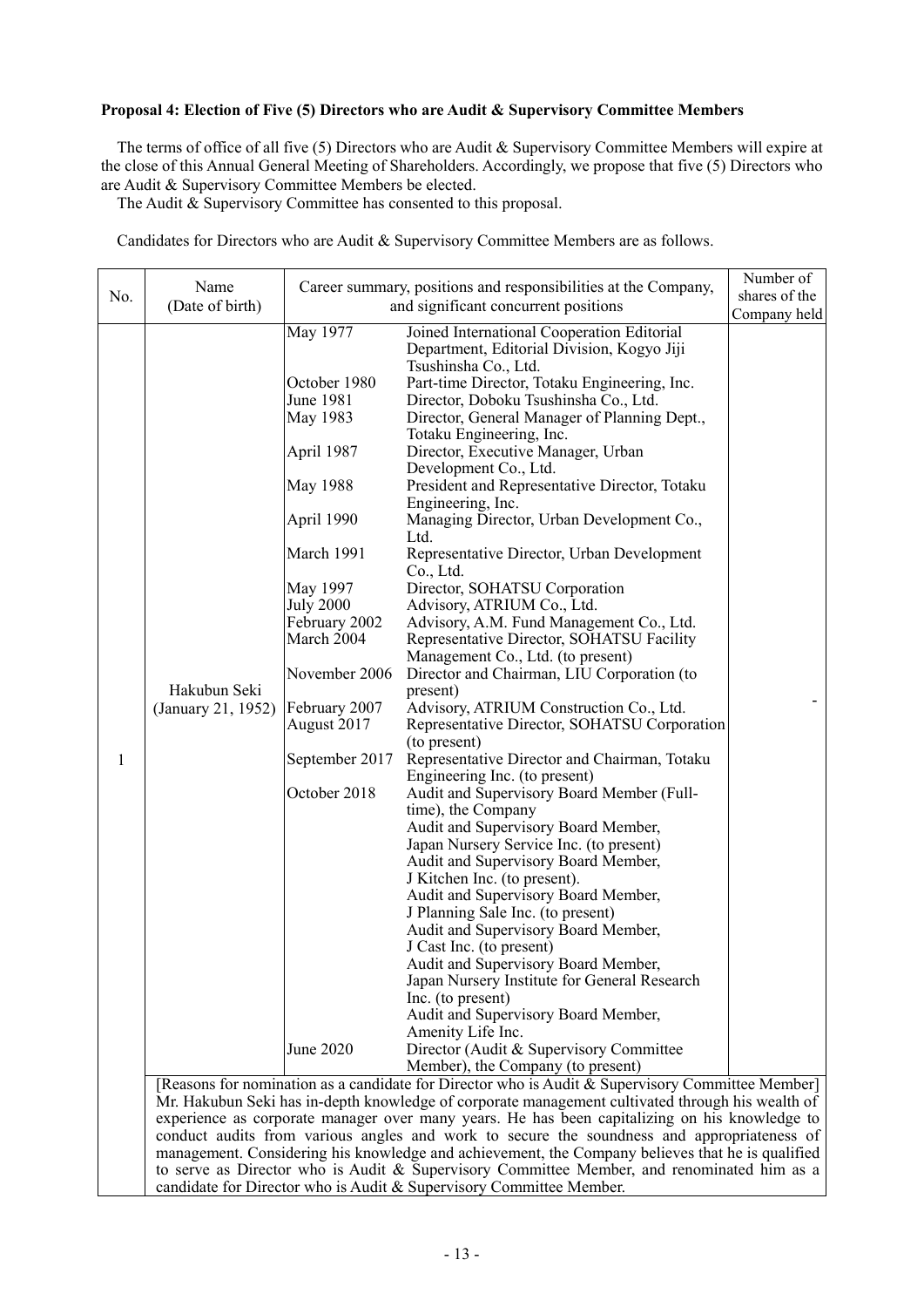**Proposal 4: Election of Five (5) Directors who are Audit & Supervisory Committee Members**

The terms of office of all five (5) Directors who are Audit & Supervisory Committee Members will expire at the close of this Annual General Meeting of Shareholders. Accordingly, we propose that five (5) Directors who are Audit & Supervisory Committee Members be elected.

The Audit & Supervisory Committee has consented to this proposal.

Candidates for Directors who are Audit & Supervisory Committee Members are as follows.

| No. | Name (Date of birth) | Career summary, positions and responsibilities at the Company, and significant concurrent positions | | Number of shares of the Company held |
|---|---|---|---|---|
| 1 | Hakubun Seki (January 21, 1952) | May 1977 | Joined International Cooperation Editorial Department, Editorial Division, Kogyo Jiji Tsushinsha Co., Ltd. | - |
| | | October 1980 | Part-time Director, Totaku Engineering, Inc. | |
| | | June 1981 | Director, Doboku Tsushinsha Co., Ltd. | |
| | | May 1983 | Director, General Manager of Planning Dept., Totaku Engineering, Inc. | |
| | | April 1987 | Director, Executive Manager, Urban Development Co., Ltd. | |
| | | May 1988 | President and Representative Director, Totaku Engineering, Inc. | |
| | | April 1990 | Managing Director, Urban Development Co., Ltd. | |
| | | March 1991 | Representative Director, Urban Development Co., Ltd. | |
| | | May 1997 | Director, SOHATSU Corporation | |
| | | July 2000 | Advisory, ATRIUM Co., Ltd. | |
| | | February 2002 | Advisory, A.M. Fund Management Co., Ltd. | |
| | | March 2004 | Representative Director, SOHATSU Facility Management Co., Ltd. (to present) | |
| | | November 2006 | Director and Chairman, LIU Corporation (to present) | |
| | | February 2007 | Advisory, ATRIUM Construction Co., Ltd. | |
| | | August 2017 | Representative Director, SOHATSU Corporation (to present) | |
| | | September 2017 | Representative Director and Chairman, Totaku Engineering Inc. (to present) | |
| | | October 2018 | Audit and Supervisory Board Member (Full-time), the Company<br>Audit and Supervisory Board Member, Japan Nursery Service Inc. (to present)<br>Audit and Supervisory Board Member, J Kitchen Inc. (to present).<br>Audit and Supervisory Board Member, J Planning Sale Inc. (to present)<br>Audit and Supervisory Board Member, J Cast Inc. (to present)<br>Audit and Supervisory Board Member, Japan Nursery Institute for General Research Inc. (to present)<br>Audit and Supervisory Board Member, Amenity Life Inc. | |
| | | June 2020 | Director (Audit & Supervisory Committee Member), the Company (to present) | |
| | [Reasons for nomination as a candidate for Director who is Audit & Supervisory Committee Member]<br>Mr. Hakubun Seki has in-depth knowledge of corporate management cultivated through his wealth of experience as corporate manager over many years. He has been capitalizing on his knowledge to conduct audits from various angles and work to secure the soundness and appropriateness of management. Considering his knowledge and achievement, the Company believes that he is qualified to serve as Director who is Audit & Supervisory Committee Member, and renominated him as a candidate for Director who is Audit & Supervisory Committee Member. | | | |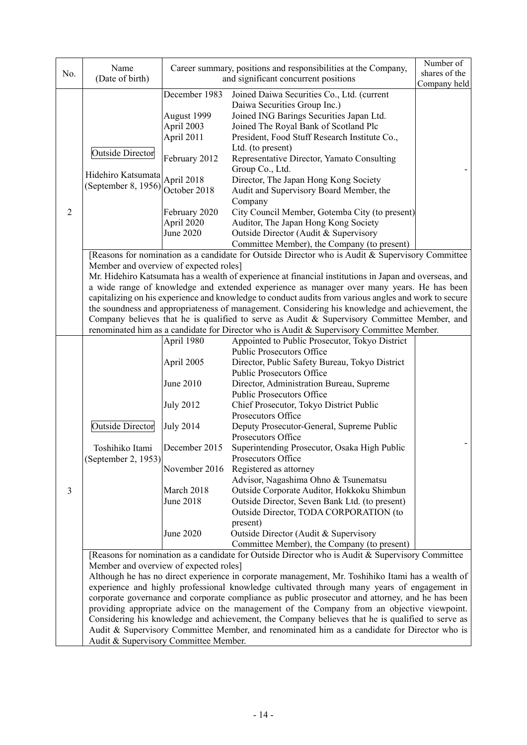| No. | Name (Date of birth) | Career summary, positions and responsibilities at the Company, and significant concurrent positions | | Number of shares of the Company held |
|---|---|---|---|---|
| 2 | Outside Director<br><br>Hidehiro Katsumata<br>(September 8, 1956) | December 1983<br><br>August 1999<br>April 2003<br>April 2011<br><br>February 2012<br><br>April 2018<br>October 2018<br><br>February 2020<br>April 2020<br>June 2020 | Joined Daiwa Securities Co., Ltd. (current Daiwa Securities Group Inc.)<br>Joined ING Barings Securities Japan Ltd.<br>Joined The Royal Bank of Scotland Plc<br>President, Food Stuff Research Institute Co., Ltd. (to present)<br>Representative Director, Yamato Consulting Group Co., Ltd.<br>Director, The Japan Hong Kong Society<br>Audit and Supervisory Board Member, the Company<br>City Council Member, Gotemba City (to present)<br>Auditor, The Japan Hong Kong Society<br>Outside Director (Audit & Supervisory Committee Member), the Company (to present) | - |
| | [Reasons for nomination as a candidate for Outside Director who is Audit & Supervisory Committee Member and overview of expected roles]<br>Mr. Hidehiro Katsumata has a wealth of experience at financial institutions in Japan and overseas, and a wide range of knowledge and extended experience as manager over many years. He has been capitalizing on his experience and knowledge to conduct audits from various angles and work to secure the soundness and appropriateness of management. Considering his knowledge and achievement, the Company believes that he is qualified to serve as Audit & Supervisory Committee Member, and renominated him as a candidate for Director who is Audit & Supervisory Committee Member. | | | |
| 3 | Outside Director<br><br>Toshihiko Itami<br>(September 2, 1953) | April 1980<br><br>April 2005<br><br>June 2010<br><br>July 2012<br><br>July 2014<br><br>December 2015<br><br>November 2016<br><br>March 2018<br>June 2018<br><br><br>June 2020 | Appointed to Public Prosecutor, Tokyo District Public Prosecutors Office<br>Director, Public Safety Bureau, Tokyo District Public Prosecutors Office<br>Director, Administration Bureau, Supreme Public Prosecutors Office<br>Chief Prosecutor, Tokyo District Public Prosecutors Office<br>Deputy Prosecutor-General, Supreme Public Prosecutors Office<br>Superintending Prosecutor, Osaka High Public Prosecutors Office<br>Registered as attorney<br>Advisor, Nagashima Ohno & Tsunematsu<br>Outside Corporate Auditor, Hokkoku Shimbun<br>Outside Director, Seven Bank Ltd. (to present)<br>Outside Director, TODA CORPORATION (to present)<br>Outside Director (Audit & Supervisory Committee Member), the Company (to present) | - |
| | [Reasons for nomination as a candidate for Outside Director who is Audit & Supervisory Committee Member and overview of expected roles]<br>Although he has no direct experience in corporate management, Mr. Toshihiko Itami has a wealth of experience and highly professional knowledge cultivated through many years of engagement in corporate governance and corporate compliance as public prosecutor and attorney, and he has been providing appropriate advice on the management of the Company from an objective viewpoint. Considering his knowledge and achievement, the Company believes that he is qualified to serve as Audit & Supervisory Committee Member, and renominated him as a candidate for Director who is Audit & Supervisory Committee Member. | | | |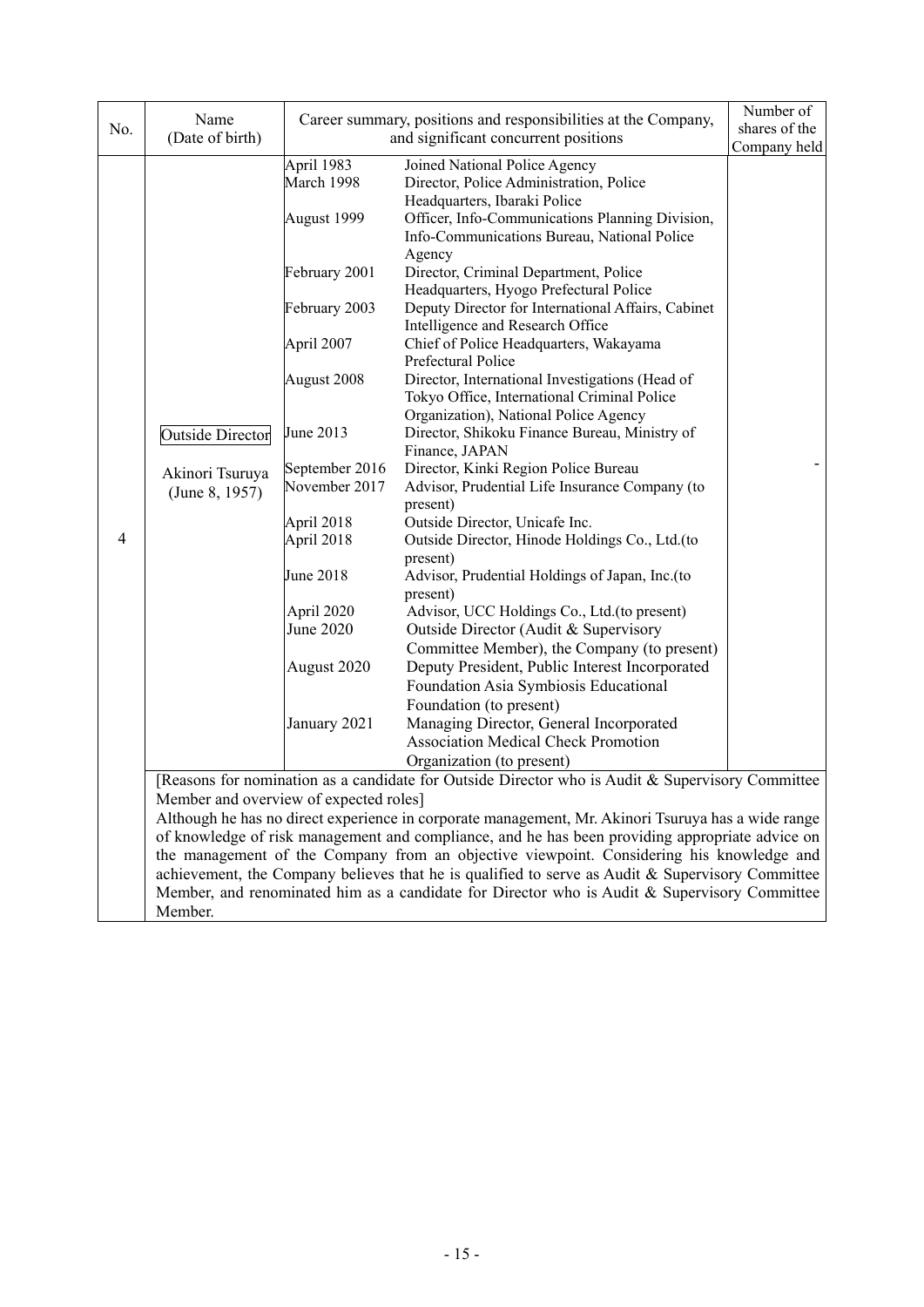| No. | Name (Date of birth) | Career summary, positions and responsibilities at the Company, and significant concurrent positions | | Number of shares of the Company held |
|---|---|---|---|---|
| 4 | Outside Director<br><br>Akinori Tsuruya<br>(June 8, 1957) | April 1983<br>March 1998<br><br>August 1999<br><br><br>February 2001<br><br>February 2003<br><br>April 2007<br><br>August 2008<br><br><br>June 2013<br><br>September 2016<br>November 2017<br><br>April 2018<br>April 2018<br><br>June 2018<br><br>April 2020<br>June 2020<br><br>August 2020<br><br><br>January 2021 | Joined National Police Agency<br>Director, Police Administration, Police Headquarters, Ibaraki Police<br>Officer, Info-Communications Planning Division, Info-Communications Bureau, National Police Agency<br>Director, Criminal Department, Police Headquarters, Hyogo Prefectural Police<br>Deputy Director for International Affairs, Cabinet Intelligence and Research Office<br>Chief of Police Headquarters, Wakayama Prefectural Police<br>Director, International Investigations (Head of Tokyo Office, International Criminal Police Organization), National Police Agency<br>Director, Shikoku Finance Bureau, Ministry of Finance, JAPAN<br>Director, Kinki Region Police Bureau<br>Advisor, Prudential Life Insurance Company (to present)<br>Outside Director, Unicafe Inc.<br>Outside Director, Hinode Holdings Co., Ltd.(to present)<br>Advisor, Prudential Holdings of Japan, Inc.(to present)<br>Advisor, UCC Holdings Co., Ltd.(to present)<br>Outside Director (Audit & Supervisory Committee Member), the Company (to present)<br>Deputy President, Public Interest Incorporated Foundation Asia Symbiosis Educational Foundation (to present)<br>Managing Director, General Incorporated Association Medical Check Promotion Organization (to present) | - |
| | [Reasons for nomination as a candidate for Outside Director who is Audit & Supervisory Committee Member and overview of expected roles]<br>Although he has no direct experience in corporate management, Mr. Akinori Tsuruya has a wide range of knowledge of risk management and compliance, and he has been providing appropriate advice on the management of the Company from an objective viewpoint. Considering his knowledge and achievement, the Company believes that he is qualified to serve as Audit & Supervisory Committee Member, and renominated him as a candidate for Director who is Audit & Supervisory Committee Member. | | | |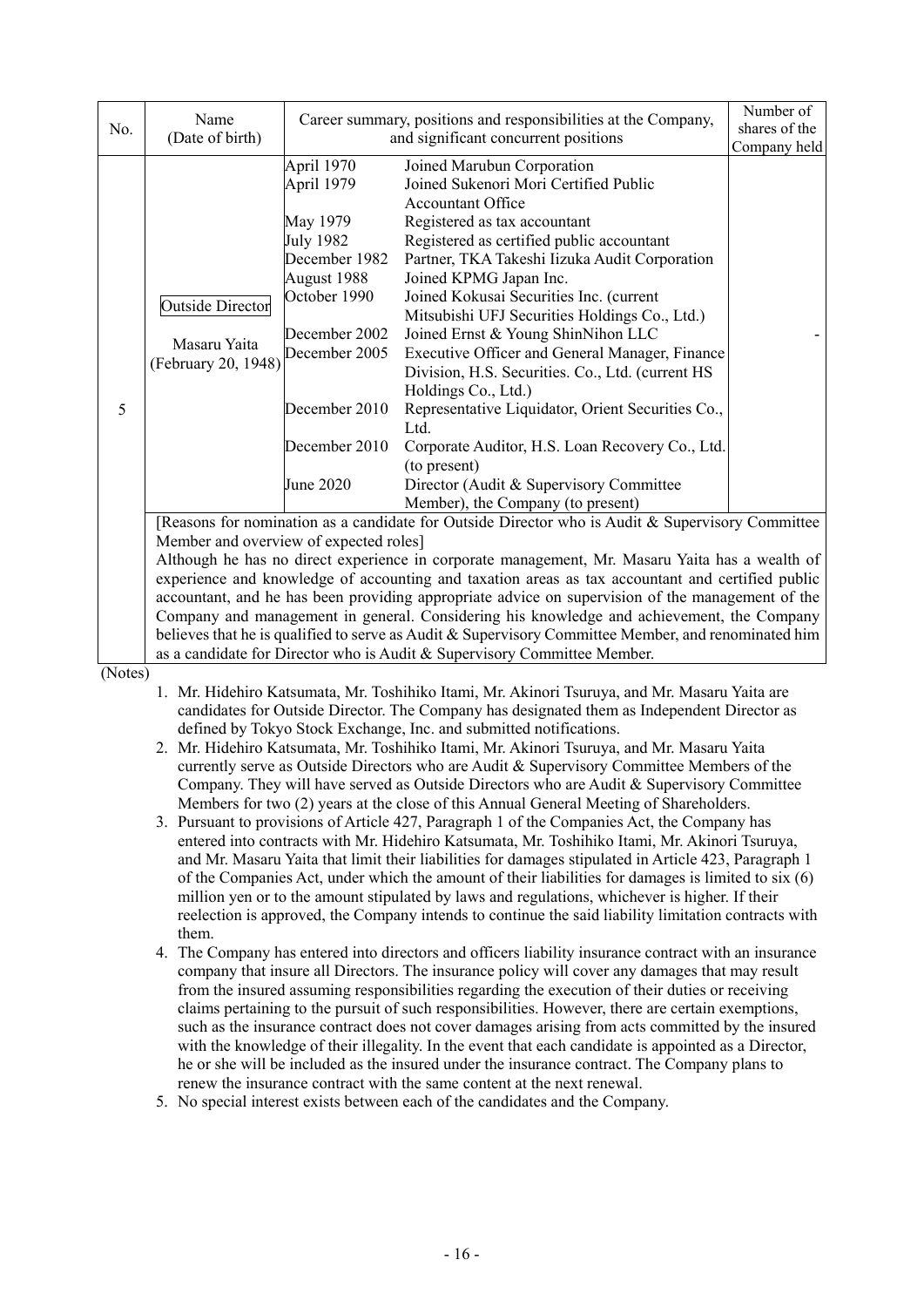| No. | Name (Date of birth) | Career summary, positions and responsibilities at the Company, and significant concurrent positions | | Number of shares of the Company held |
|---|---|---|---|---|
| 5 | Outside Director<br><br>Masaru Yaita (February 20, 1948) | April 1970 | Joined Marubun Corporation | - |
| | | April 1979 | Joined Sukenori Mori Certified Public Accountant Office | |
| | | May 1979 | Registered as tax accountant | |
| | | July 1982 | Registered as certified public accountant | |
| | | December 1982 | Partner, TKA Takeshi Iizuka Audit Corporation | |
| | | August 1988 | Joined KPMG Japan Inc. | |
| | | October 1990 | Joined Kokusai Securities Inc. (current Mitsubishi UFJ Securities Holdings Co., Ltd.) | |
| | | December 2002 | Joined Ernst & Young ShinNihon LLC | |
| | | December 2005 | Executive Officer and General Manager, Finance Division, H.S. Securities. Co., Ltd. (current HS Holdings Co., Ltd.) | |
| | | December 2010 | Representative Liquidator, Orient Securities Co., Ltd. | |
| | | December 2010 | Corporate Auditor, H.S. Loan Recovery Co., Ltd. (to present) | |
| | | June 2020 | Director (Audit & Supervisory Committee Member), the Company (to present) | |
| | [Reasons for nomination as a candidate for Outside Director who is Audit & Supervisory Committee Member and overview of expected roles]<br>Although he has no direct experience in corporate management, Mr. Masaru Yaita has a wealth of experience and knowledge of accounting and taxation areas as tax accountant and certified public accountant, and he has been providing appropriate advice on supervision of the management of the Company and management in general. Considering his knowledge and achievement, the Company believes that he is qualified to serve as Audit & Supervisory Committee Member, and renominated him as a candidate for Director who is Audit & Supervisory Committee Member. | | | |

(Notes)

1. Mr. Hidehiro Katsumata, Mr. Toshihiko Itami, Mr. Akinori Tsuruya, and Mr. Masaru Yaita are candidates for Outside Director. The Company has designated them as Independent Director as defined by Tokyo Stock Exchange, Inc. and submitted notifications.
2. Mr. Hidehiro Katsumata, Mr. Toshihiko Itami, Mr. Akinori Tsuruya, and Mr. Masaru Yaita currently serve as Outside Directors who are Audit & Supervisory Committee Members of the Company. They will have served as Outside Directors who are Audit & Supervisory Committee Members for two (2) years at the close of this Annual General Meeting of Shareholders.
3. Pursuant to provisions of Article 427, Paragraph 1 of the Companies Act, the Company has entered into contracts with Mr. Hidehiro Katsumata, Mr. Toshihiko Itami, Mr. Akinori Tsuruya, and Mr. Masaru Yaita that limit their liabilities for damages stipulated in Article 423, Paragraph 1 of the Companies Act, under which the amount of their liabilities for damages is limited to six (6) million yen or to the amount stipulated by laws and regulations, whichever is higher. If their reelection is approved, the Company intends to continue the said liability limitation contracts with them.
4. The Company has entered into directors and officers liability insurance contract with an insurance company that insure all Directors. The insurance policy will cover any damages that may result from the insured assuming responsibilities regarding the execution of their duties or receiving claims pertaining to the pursuit of such responsibilities. However, there are certain exemptions, such as the insurance contract does not cover damages arising from acts committed by the insured with the knowledge of their illegality. In the event that each candidate is appointed as a Director, he or she will be included as the insured under the insurance contract. The Company plans to renew the insurance contract with the same content at the next renewal.
5. No special interest exists between each of the candidates and the Company.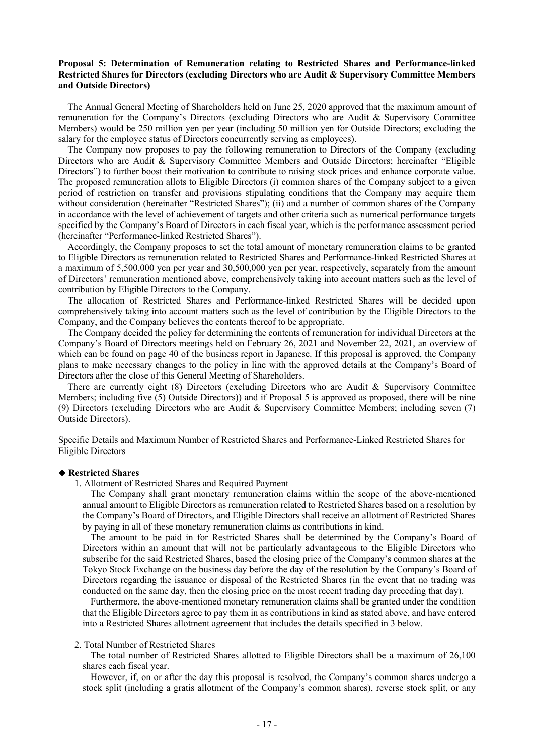**Proposal 5: Determination of Remuneration relating to Restricted Shares and Performance-linked Restricted Shares for Directors (excluding Directors who are Audit & Supervisory Committee Members and Outside Directors)**

The Annual General Meeting of Shareholders held on June 25, 2020 approved that the maximum amount of remuneration for the Company's Directors (excluding Directors who are Audit & Supervisory Committee Members) would be 250 million yen per year (including 50 million yen for Outside Directors; excluding the salary for the employee status of Directors concurrently serving as employees).

The Company now proposes to pay the following remuneration to Directors of the Company (excluding Directors who are Audit & Supervisory Committee Members and Outside Directors; hereinafter "Eligible Directors") to further boost their motivation to contribute to raising stock prices and enhance corporate value. The proposed remuneration allots to Eligible Directors (i) common shares of the Company subject to a given period of restriction on transfer and provisions stipulating conditions that the Company may acquire them without consideration (hereinafter "Restricted Shares"); (ii) and a number of common shares of the Company in accordance with the level of achievement of targets and other criteria such as numerical performance targets specified by the Company's Board of Directors in each fiscal year, which is the performance assessment period (hereinafter "Performance-linked Restricted Shares").

Accordingly, the Company proposes to set the total amount of monetary remuneration claims to be granted to Eligible Directors as remuneration related to Restricted Shares and Performance-linked Restricted Shares at a maximum of 5,500,000 yen per year and 30,500,000 yen per year, respectively, separately from the amount of Directors' remuneration mentioned above, comprehensively taking into account matters such as the level of contribution by Eligible Directors to the Company.

The allocation of Restricted Shares and Performance-linked Restricted Shares will be decided upon comprehensively taking into account matters such as the level of contribution by the Eligible Directors to the Company, and the Company believes the contents thereof to be appropriate.

The Company decided the policy for determining the contents of remuneration for individual Directors at the Company's Board of Directors meetings held on February 26, 2021 and November 22, 2021, an overview of which can be found on page 40 of the business report in Japanese. If this proposal is approved, the Company plans to make necessary changes to the policy in line with the approved details at the Company's Board of Directors after the close of this General Meeting of Shareholders.

There are currently eight (8) Directors (excluding Directors who are Audit & Supervisory Committee Members; including five (5) Outside Directors)) and if Proposal 5 is approved as proposed, there will be nine (9) Directors (excluding Directors who are Audit & Supervisory Committee Members; including seven (7) Outside Directors).

Specific Details and Maximum Number of Restricted Shares and Performance-Linked Restricted Shares for Eligible Directors

**◆ Restricted Shares**

1. Allotment of Restricted Shares and Required Payment

The Company shall grant monetary remuneration claims within the scope of the above-mentioned annual amount to Eligible Directors as remuneration related to Restricted Shares based on a resolution by the Company's Board of Directors, and Eligible Directors shall receive an allotment of Restricted Shares by paying in all of these monetary remuneration claims as contributions in kind.

The amount to be paid in for Restricted Shares shall be determined by the Company's Board of Directors within an amount that will not be particularly advantageous to the Eligible Directors who subscribe for the said Restricted Shares, based the closing price of the Company's common shares at the Tokyo Stock Exchange on the business day before the day of the resolution by the Company's Board of Directors regarding the issuance or disposal of the Restricted Shares (in the event that no trading was conducted on the same day, then the closing price on the most recent trading day preceding that day).

Furthermore, the above-mentioned monetary remuneration claims shall be granted under the condition that the Eligible Directors agree to pay them in as contributions in kind as stated above, and have entered into a Restricted Shares allotment agreement that includes the details specified in 3 below.

2. Total Number of Restricted Shares

The total number of Restricted Shares allotted to Eligible Directors shall be a maximum of 26,100 shares each fiscal year.

However, if, on or after the day this proposal is resolved, the Company's common shares undergo a stock split (including a gratis allotment of the Company's common shares), reverse stock split, or any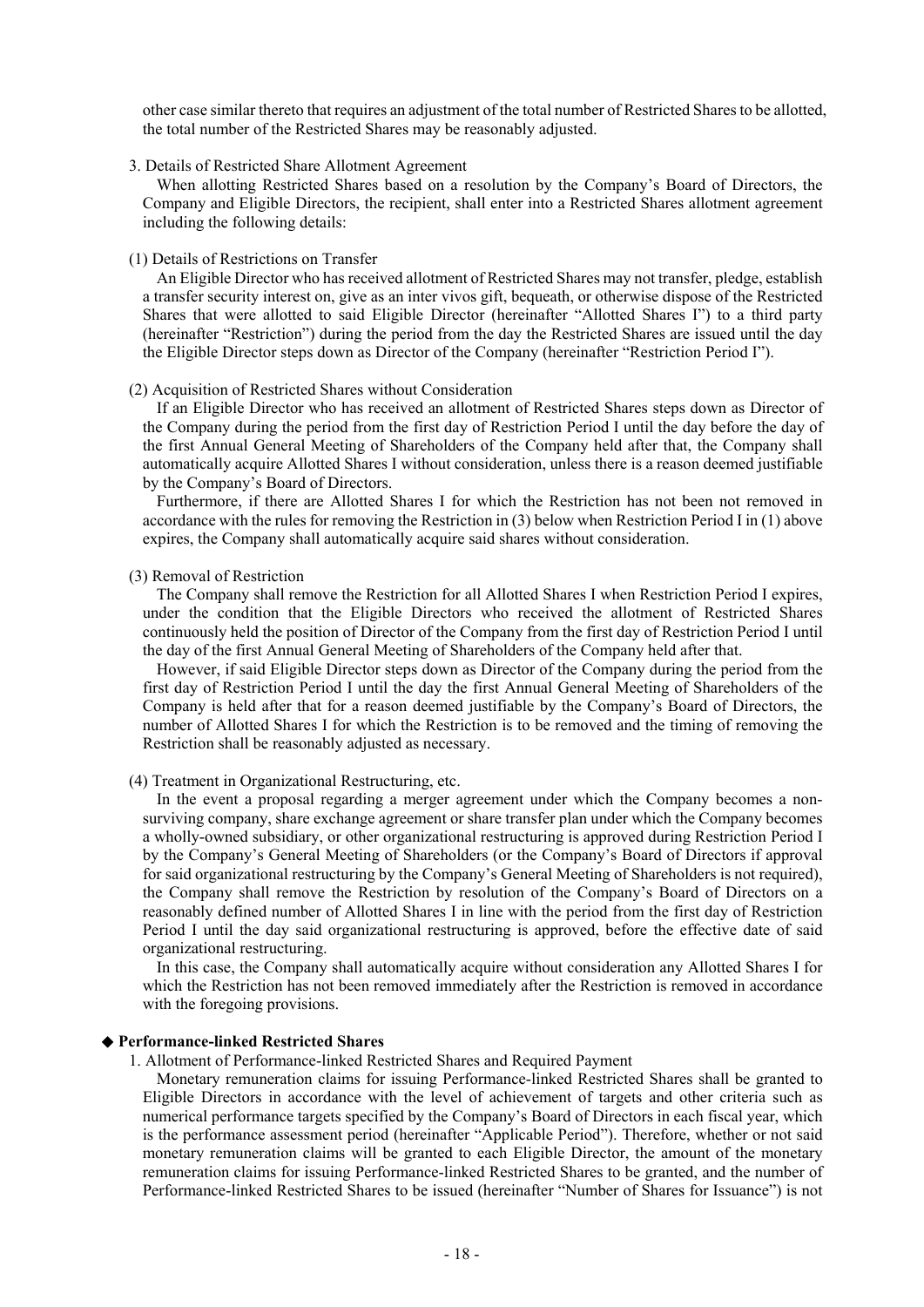other case similar thereto that requires an adjustment of the total number of Restricted Shares to be allotted, the total number of the Restricted Shares may be reasonably adjusted.

3. Details of Restricted Share Allotment Agreement

When allotting Restricted Shares based on a resolution by the Company's Board of Directors, the Company and Eligible Directors, the recipient, shall enter into a Restricted Shares allotment agreement including the following details:

(1) Details of Restrictions on Transfer

An Eligible Director who has received allotment of Restricted Shares may not transfer, pledge, establish a transfer security interest on, give as an inter vivos gift, bequeath, or otherwise dispose of the Restricted Shares that were allotted to said Eligible Director (hereinafter "Allotted Shares I") to a third party (hereinafter "Restriction") during the period from the day the Restricted Shares are issued until the day the Eligible Director steps down as Director of the Company (hereinafter "Restriction Period I").

(2) Acquisition of Restricted Shares without Consideration

If an Eligible Director who has received an allotment of Restricted Shares steps down as Director of the Company during the period from the first day of Restriction Period I until the day before the day of the first Annual General Meeting of Shareholders of the Company held after that, the Company shall automatically acquire Allotted Shares I without consideration, unless there is a reason deemed justifiable by the Company's Board of Directors.

Furthermore, if there are Allotted Shares I for which the Restriction has not been not removed in accordance with the rules for removing the Restriction in (3) below when Restriction Period I in (1) above expires, the Company shall automatically acquire said shares without consideration.

(3) Removal of Restriction

The Company shall remove the Restriction for all Allotted Shares I when Restriction Period I expires, under the condition that the Eligible Directors who received the allotment of Restricted Shares continuously held the position of Director of the Company from the first day of Restriction Period I until the day of the first Annual General Meeting of Shareholders of the Company held after that.

However, if said Eligible Director steps down as Director of the Company during the period from the first day of Restriction Period I until the day the first Annual General Meeting of Shareholders of the Company is held after that for a reason deemed justifiable by the Company's Board of Directors, the number of Allotted Shares I for which the Restriction is to be removed and the timing of removing the Restriction shall be reasonably adjusted as necessary.

(4) Treatment in Organizational Restructuring, etc.

In the event a proposal regarding a merger agreement under which the Company becomes a non-surviving company, share exchange agreement or share transfer plan under which the Company becomes a wholly-owned subsidiary, or other organizational restructuring is approved during Restriction Period I by the Company's General Meeting of Shareholders (or the Company's Board of Directors if approval for said organizational restructuring by the Company's General Meeting of Shareholders is not required), the Company shall remove the Restriction by resolution of the Company's Board of Directors on a reasonably defined number of Allotted Shares I in line with the period from the first day of Restriction Period I until the day said organizational restructuring is approved, before the effective date of said organizational restructuring.

In this case, the Company shall automatically acquire without consideration any Allotted Shares I for which the Restriction has not been removed immediately after the Restriction is removed in accordance with the foregoing provisions.

### ◆ Performance-linked Restricted Shares

1. Allotment of Performance-linked Restricted Shares and Required Payment

Monetary remuneration claims for issuing Performance-linked Restricted Shares shall be granted to Eligible Directors in accordance with the level of achievement of targets and other criteria such as numerical performance targets specified by the Company's Board of Directors in each fiscal year, which is the performance assessment period (hereinafter "Applicable Period"). Therefore, whether or not said monetary remuneration claims will be granted to each Eligible Director, the amount of the monetary remuneration claims for issuing Performance-linked Restricted Shares to be granted, and the number of Performance-linked Restricted Shares to be issued (hereinafter "Number of Shares for Issuance") is not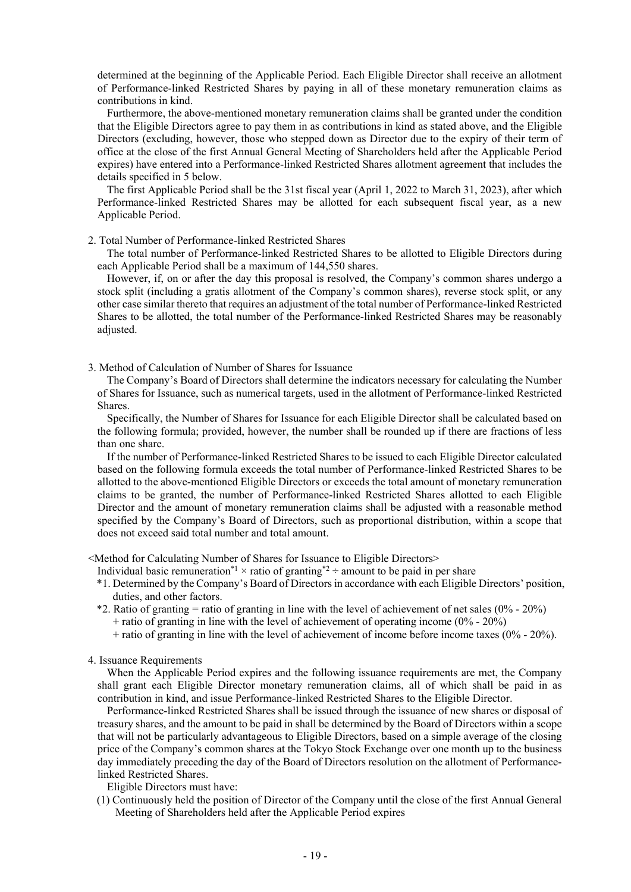determined at the beginning of the Applicable Period. Each Eligible Director shall receive an allotment of Performance-linked Restricted Shares by paying in all of these monetary remuneration claims as contributions in kind.

Furthermore, the above-mentioned monetary remuneration claims shall be granted under the condition that the Eligible Directors agree to pay them in as contributions in kind as stated above, and the Eligible Directors (excluding, however, those who stepped down as Director due to the expiry of their term of office at the close of the first Annual General Meeting of Shareholders held after the Applicable Period expires) have entered into a Performance-linked Restricted Shares allotment agreement that includes the details specified in 5 below.

The first Applicable Period shall be the 31st fiscal year (April 1, 2022 to March 31, 2023), after which Performance-linked Restricted Shares may be allotted for each subsequent fiscal year, as a new Applicable Period.

2. Total Number of Performance-linked Restricted Shares

The total number of Performance-linked Restricted Shares to be allotted to Eligible Directors during each Applicable Period shall be a maximum of 144,550 shares.

However, if, on or after the day this proposal is resolved, the Company's common shares undergo a stock split (including a gratis allotment of the Company's common shares), reverse stock split, or any other case similar thereto that requires an adjustment of the total number of Performance-linked Restricted Shares to be allotted, the total number of the Performance-linked Restricted Shares may be reasonably adjusted.

3. Method of Calculation of Number of Shares for Issuance

The Company's Board of Directors shall determine the indicators necessary for calculating the Number of Shares for Issuance, such as numerical targets, used in the allotment of Performance-linked Restricted Shares.

Specifically, the Number of Shares for Issuance for each Eligible Director shall be calculated based on the following formula; provided, however, the number shall be rounded up if there are fractions of less than one share.

If the number of Performance-linked Restricted Shares to be issued to each Eligible Director calculated based on the following formula exceeds the total number of Performance-linked Restricted Shares to be allotted to the above-mentioned Eligible Directors or exceeds the total amount of monetary remuneration claims to be granted, the number of Performance-linked Restricted Shares allotted to each Eligible Director and the amount of monetary remuneration claims shall be adjusted with a reasonable method specified by the Company's Board of Directors, such as proportional distribution, within a scope that does not exceed said total number and total amount.

<Method for Calculating Number of Shares for Issuance to Eligible Directors>

Individual basic remuneration*1 × ratio of granting*2 ÷ amount to be paid in per share

*1. Determined by the Company's Board of Directors in accordance with each Eligible Directors' position, duties, and other factors.

*2. Ratio of granting = ratio of granting in line with the level of achievement of net sales (0% - 20%)
+ ratio of granting in line with the level of achievement of operating income (0% - 20%)
+ ratio of granting in line with the level of achievement of income before income taxes (0% - 20%).

4. Issuance Requirements

When the Applicable Period expires and the following issuance requirements are met, the Company shall grant each Eligible Director monetary remuneration claims, all of which shall be paid in as contribution in kind, and issue Performance-linked Restricted Shares to the Eligible Director.

Performance-linked Restricted Shares shall be issued through the issuance of new shares or disposal of treasury shares, and the amount to be paid in shall be determined by the Board of Directors within a scope that will not be particularly advantageous to Eligible Directors, based on a simple average of the closing price of the Company's common shares at the Tokyo Stock Exchange over one month up to the business day immediately preceding the day of the Board of Directors resolution on the allotment of Performance-linked Restricted Shares.

Eligible Directors must have:

(1) Continuously held the position of Director of the Company until the close of the first Annual General Meeting of Shareholders held after the Applicable Period expires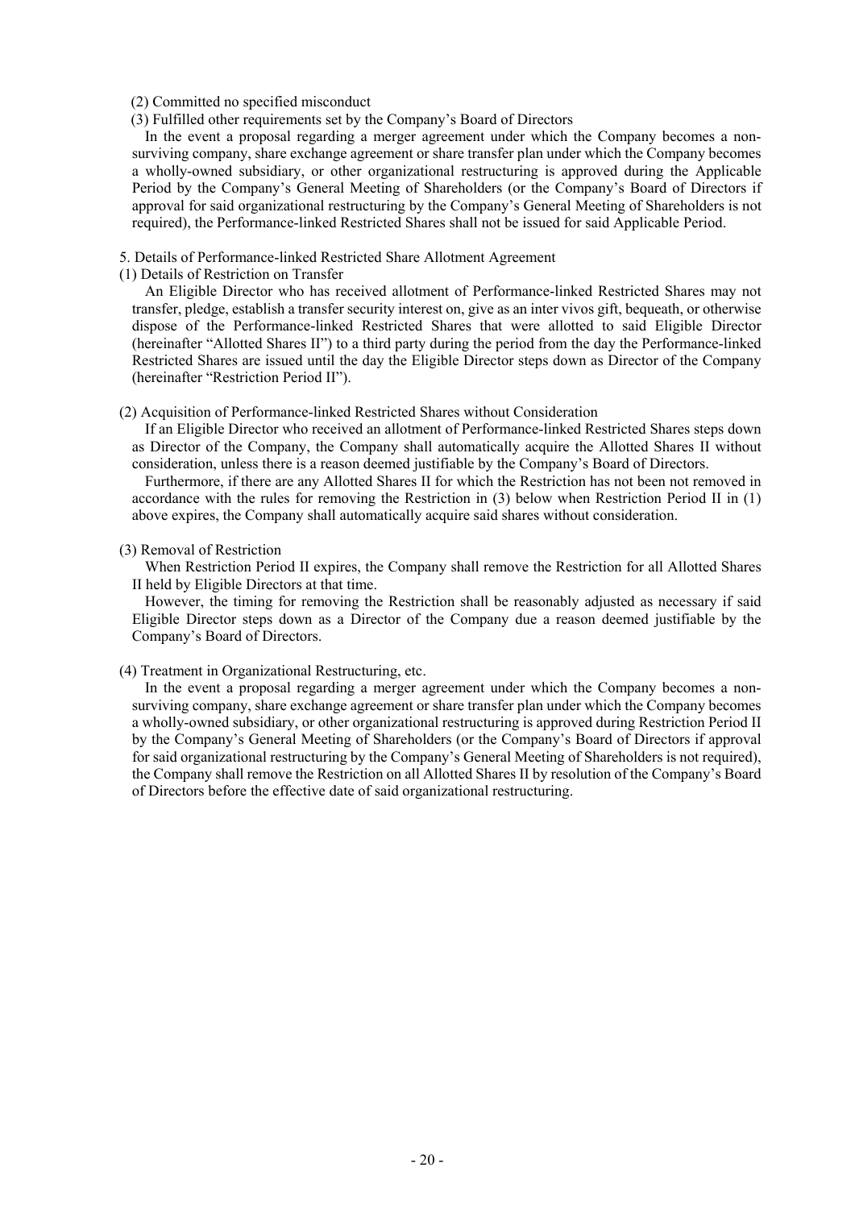(2) Committed no specified misconduct

(3) Fulfilled other requirements set by the Company's Board of Directors

In the event a proposal regarding a merger agreement under which the Company becomes a non-surviving company, share exchange agreement or share transfer plan under which the Company becomes a wholly-owned subsidiary, or other organizational restructuring is approved during the Applicable Period by the Company's General Meeting of Shareholders (or the Company's Board of Directors if approval for said organizational restructuring by the Company's General Meeting of Shareholders is not required), the Performance-linked Restricted Shares shall not be issued for said Applicable Period.

5. Details of Performance-linked Restricted Share Allotment Agreement

(1) Details of Restriction on Transfer

An Eligible Director who has received allotment of Performance-linked Restricted Shares may not transfer, pledge, establish a transfer security interest on, give as an inter vivos gift, bequeath, or otherwise dispose of the Performance-linked Restricted Shares that were allotted to said Eligible Director (hereinafter "Allotted Shares II") to a third party during the period from the day the Performance-linked Restricted Shares are issued until the day the Eligible Director steps down as Director of the Company (hereinafter "Restriction Period II").

(2) Acquisition of Performance-linked Restricted Shares without Consideration

If an Eligible Director who received an allotment of Performance-linked Restricted Shares steps down as Director of the Company, the Company shall automatically acquire the Allotted Shares II without consideration, unless there is a reason deemed justifiable by the Company's Board of Directors.

Furthermore, if there are any Allotted Shares II for which the Restriction has not been not removed in accordance with the rules for removing the Restriction in (3) below when Restriction Period II in (1) above expires, the Company shall automatically acquire said shares without consideration.

(3) Removal of Restriction

When Restriction Period II expires, the Company shall remove the Restriction for all Allotted Shares II held by Eligible Directors at that time.

However, the timing for removing the Restriction shall be reasonably adjusted as necessary if said Eligible Director steps down as a Director of the Company due a reason deemed justifiable by the Company's Board of Directors.

(4) Treatment in Organizational Restructuring, etc.

In the event a proposal regarding a merger agreement under which the Company becomes a non-surviving company, share exchange agreement or share transfer plan under which the Company becomes a wholly-owned subsidiary, or other organizational restructuring is approved during Restriction Period II by the Company's General Meeting of Shareholders (or the Company's Board of Directors if approval for said organizational restructuring by the Company's General Meeting of Shareholders is not required), the Company shall remove the Restriction on all Allotted Shares II by resolution of the Company's Board of Directors before the effective date of said organizational restructuring.